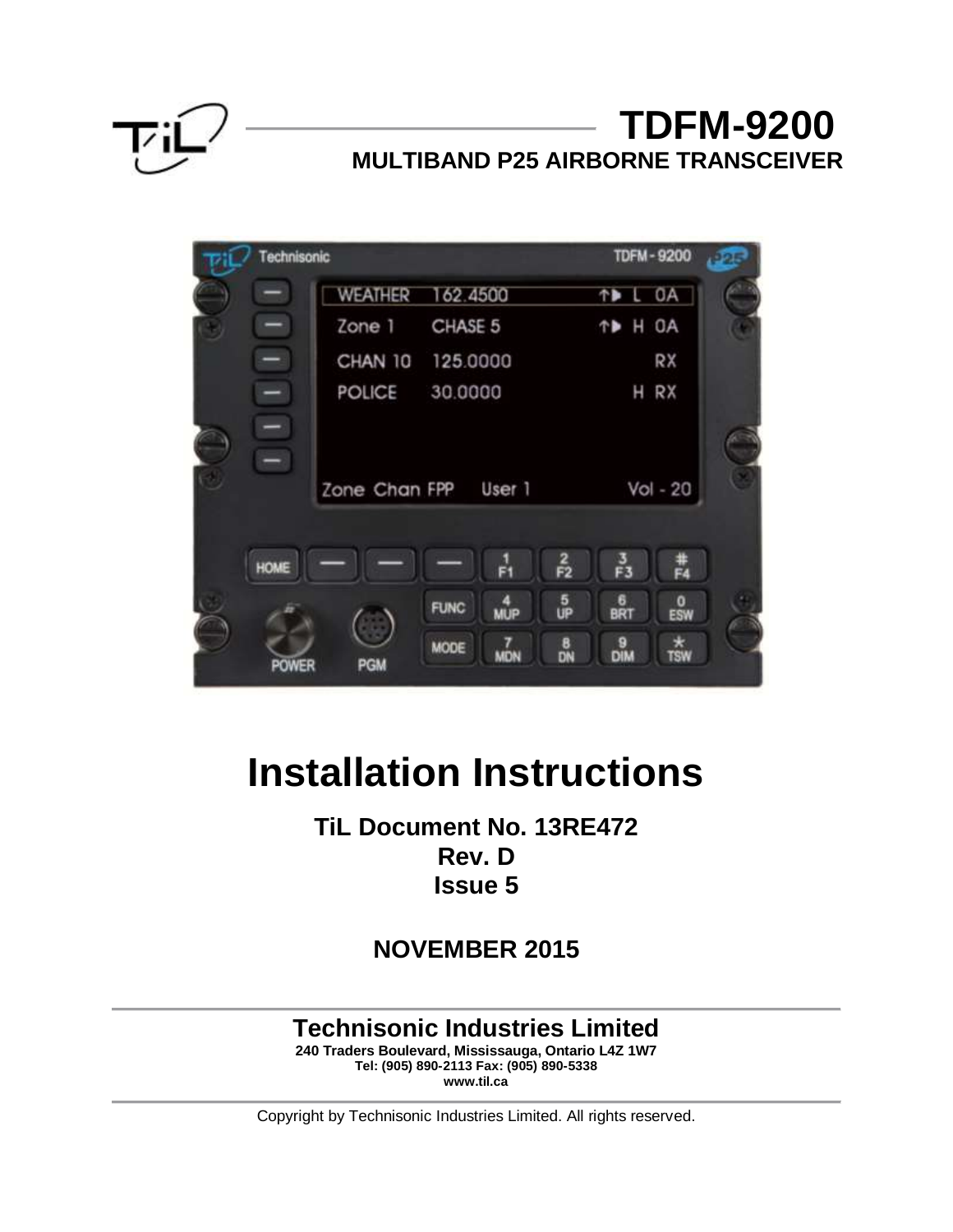# TDFM-9200

## MULTIBAND P25 AIRBORNE TRANSCEIVER

# Installation Instructions

**TiL Document No. 13RE472**
**Rev. D**
**Issue 5**

**NOVEMBER 2015**

**Technisonic Industries Limited**
**240 Traders Boulevard, Mississauga, Ontario L4Z 1W7**
**Tel: (905) 890-2113 Fax: (905) 890-5338**
**www.til.ca**

Copyright by Technisonic Industries Limited. All rights reserved.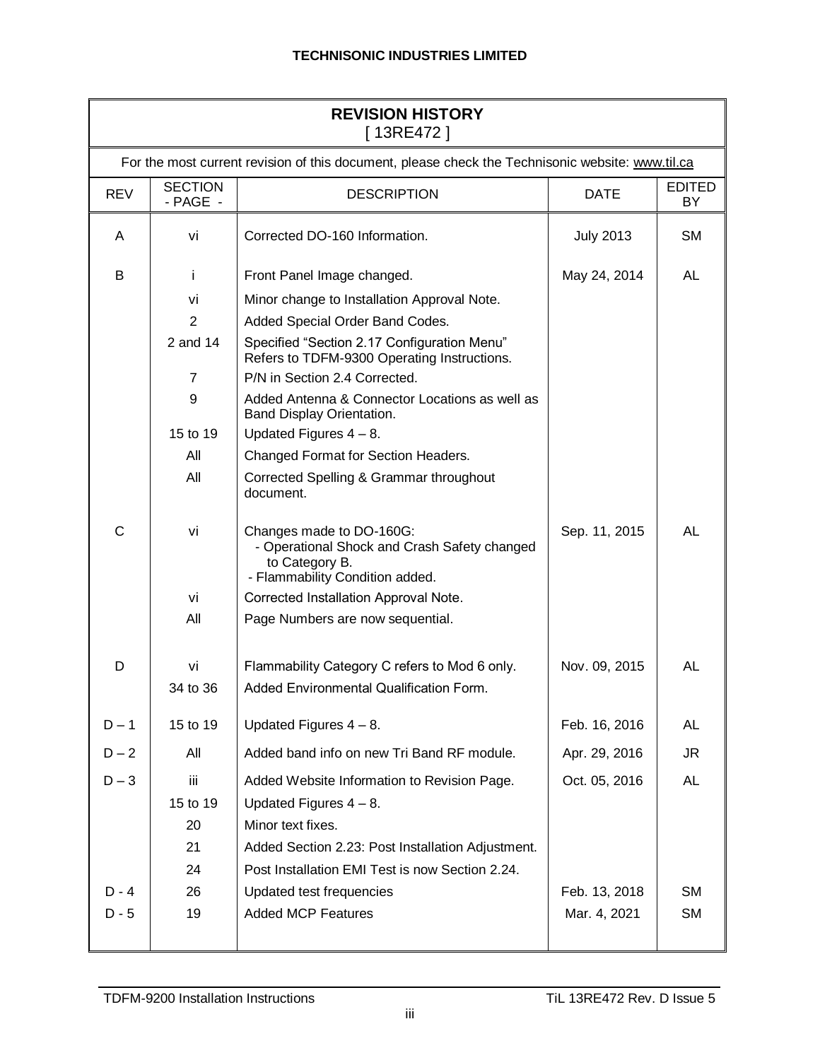## REVISION HISTORY

[ 13RE472 ]

For the most current revision of this document, please check the Technisonic website: www.til.ca

| REV | SECTION - PAGE - | DESCRIPTION | DATE | EDITED BY |
|---|---|---|---|---|
| A | vi | Corrected DO-160 Information. | July 2013 | SM |
| B | i | Front Panel Image changed. | May 24, 2014 | AL |
| | vi | Minor change to Installation Approval Note. | | |
| | 2 | Added Special Order Band Codes. | | |
| | 2 and 14 | Specified "Section 2.17 Configuration Menu" Refers to TDFM-9300 Operating Instructions. | | |
| | 7 | P/N in Section 2.4 Corrected. | | |
| | 9 | Added Antenna & Connector Locations as well as Band Display Orientation. | | |
| | 15 to 19 | Updated Figures 4 – 8. | | |
| | All | Changed Format for Section Headers. | | |
| | All | Corrected Spelling & Grammar throughout document. | | |
| C | vi | Changes made to DO-160G:<br>- Operational Shock and Crash Safety changed to Category B.<br>- Flammability Condition added. | Sep. 11, 2015 | AL |
| | vi | Corrected Installation Approval Note. | | |
| | All | Page Numbers are now sequential. | | |
| D | vi | Flammability Category C refers to Mod 6 only. | Nov. 09, 2015 | AL |
| | 34 to 36 | Added Environmental Qualification Form. | | |
| D – 1 | 15 to 19 | Updated Figures 4 – 8. | Feb. 16, 2016 | AL |
| D – 2 | All | Added band info on new Tri Band RF module. | Apr. 29, 2016 | JR |
| D – 3 | iii | Added Website Information to Revision Page. | Oct. 05, 2016 | AL |
| | 15 to 19 | Updated Figures 4 – 8. | | |
| | 20 | Minor text fixes. | | |
| | 21 | Added Section 2.23: Post Installation Adjustment. | | |
| | 24 | Post Installation EMI Test is now Section 2.24. | | |
| D - 4 | 26 | Updated test frequencies | Feb. 13, 2018 | SM |
| D - 5 | 19 | Added MCP Features | Mar. 4, 2021 | SM |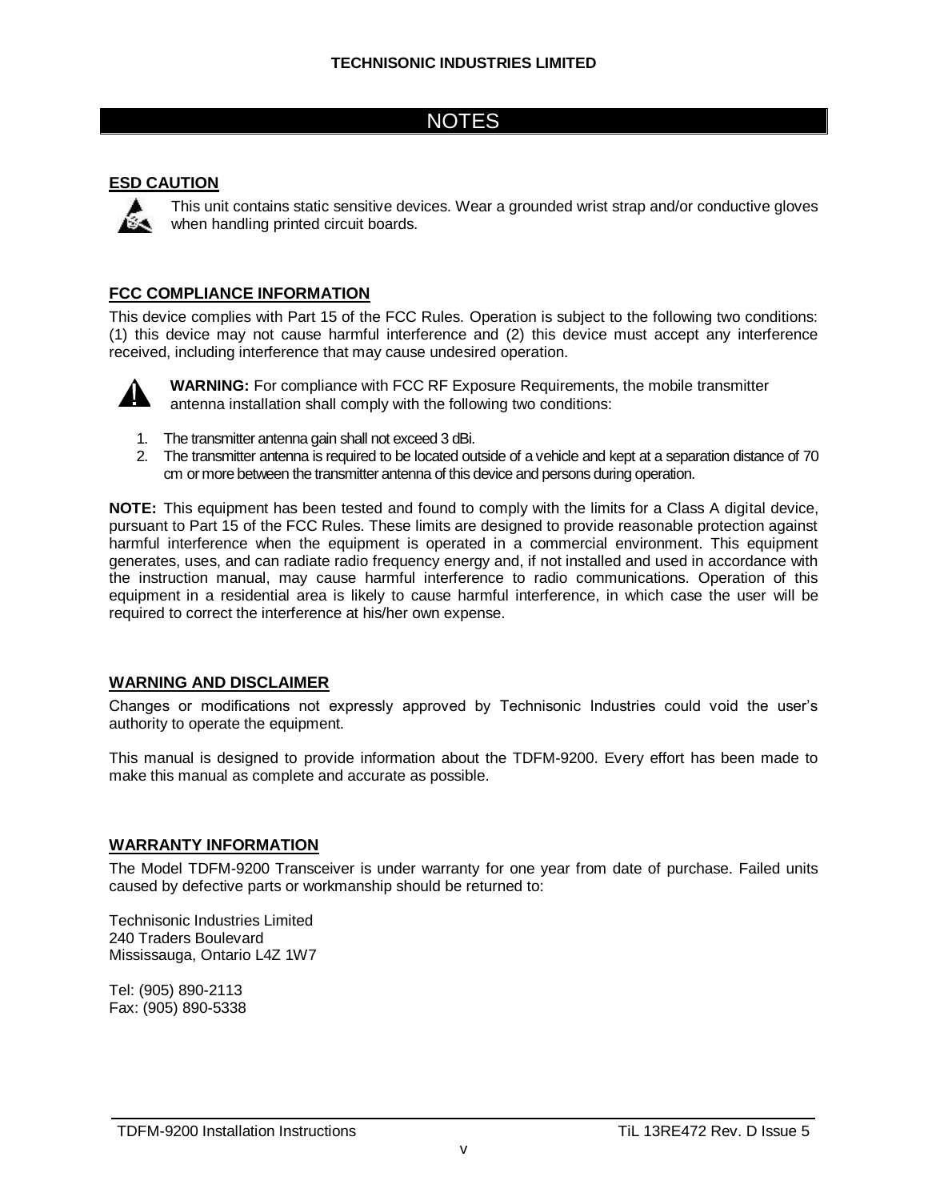# NOTES

## ESD CAUTION

This unit contains static sensitive devices. Wear a grounded wrist strap and/or conductive gloves when handling printed circuit boards.

## FCC COMPLIANCE INFORMATION

This device complies with Part 15 of the FCC Rules. Operation is subject to the following two conditions: (1) this device may not cause harmful interference and (2) this device must accept any interference received, including interference that may cause undesired operation.

**WARNING:** For compliance with FCC RF Exposure Requirements, the mobile transmitter antenna installation shall comply with the following two conditions:

1. The transmitter antenna gain shall not exceed 3 dBi.
2. The transmitter antenna is required to be located outside of a vehicle and kept at a separation distance of 70 cm or more between the transmitter antenna of this device and persons during operation.

**NOTE:** This equipment has been tested and found to comply with the limits for a Class A digital device, pursuant to Part 15 of the FCC Rules. These limits are designed to provide reasonable protection against harmful interference when the equipment is operated in a commercial environment. This equipment generates, uses, and can radiate radio frequency energy and, if not installed and used in accordance with the instruction manual, may cause harmful interference to radio communications. Operation of this equipment in a residential area is likely to cause harmful interference, in which case the user will be required to correct the interference at his/her own expense.

## WARNING AND DISCLAIMER

Changes or modifications not expressly approved by Technisonic Industries could void the user's authority to operate the equipment.

This manual is designed to provide information about the TDFM-9200. Every effort has been made to make this manual as complete and accurate as possible.

## WARRANTY INFORMATION

The Model TDFM-9200 Transceiver is under warranty for one year from date of purchase. Failed units caused by defective parts or workmanship should be returned to:

Technisonic Industries Limited
240 Traders Boulevard
Mississauga, Ontario L4Z 1W7

Tel: (905) 890-2113
Fax: (905) 890-5338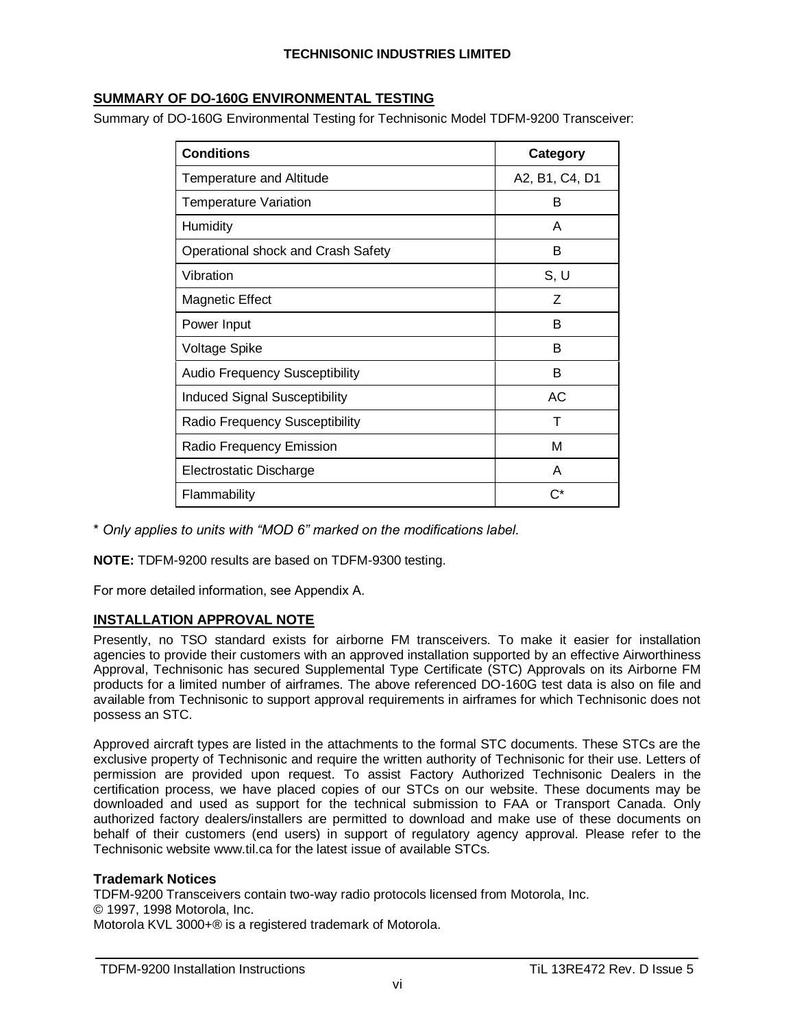## SUMMARY OF DO-160G ENVIRONMENTAL TESTING

Summary of DO-160G Environmental Testing for Technisonic Model TDFM-9200 Transceiver:

| Conditions | Category |
|---|---|
| Temperature and Altitude | A2, B1, C4, D1 |
| Temperature Variation | B |
| Humidity | A |
| Operational shock and Crash Safety | B |
| Vibration | S, U |
| Magnetic Effect | Z |
| Power Input | B |
| Voltage Spike | B |
| Audio Frequency Susceptibility | B |
| Induced Signal Susceptibility | AC |
| Radio Frequency Susceptibility | T |
| Radio Frequency Emission | M |
| Electrostatic Discharge | A |
| Flammability | C* |

* *Only applies to units with "MOD 6" marked on the modifications label.*

**NOTE:** TDFM-9200 results are based on TDFM-9300 testing.

For more detailed information, see Appendix A.

## INSTALLATION APPROVAL NOTE

Presently, no TSO standard exists for airborne FM transceivers. To make it easier for installation agencies to provide their customers with an approved installation supported by an effective Airworthiness Approval, Technisonic has secured Supplemental Type Certificate (STC) Approvals on its Airborne FM products for a limited number of airframes. The above referenced DO-160G test data is also on file and available from Technisonic to support approval requirements in airframes for which Technisonic does not possess an STC.

Approved aircraft types are listed in the attachments to the formal STC documents. These STCs are the exclusive property of Technisonic and require the written authority of Technisonic for their use. Letters of permission are provided upon request. To assist Factory Authorized Technisonic Dealers in the certification process, we have placed copies of our STCs on our website. These documents may be downloaded and used as support for the technical submission to FAA or Transport Canada. Only authorized factory dealers/installers are permitted to download and make use of these documents on behalf of their customers (end users) in support of regulatory agency approval. Please refer to the Technisonic website www.til.ca for the latest issue of available STCs.

### Trademark Notices

TDFM-9200 Transceivers contain two-way radio protocols licensed from Motorola, Inc.
© 1997, 1998 Motorola, Inc.
Motorola KVL 3000+® is a registered trademark of Motorola.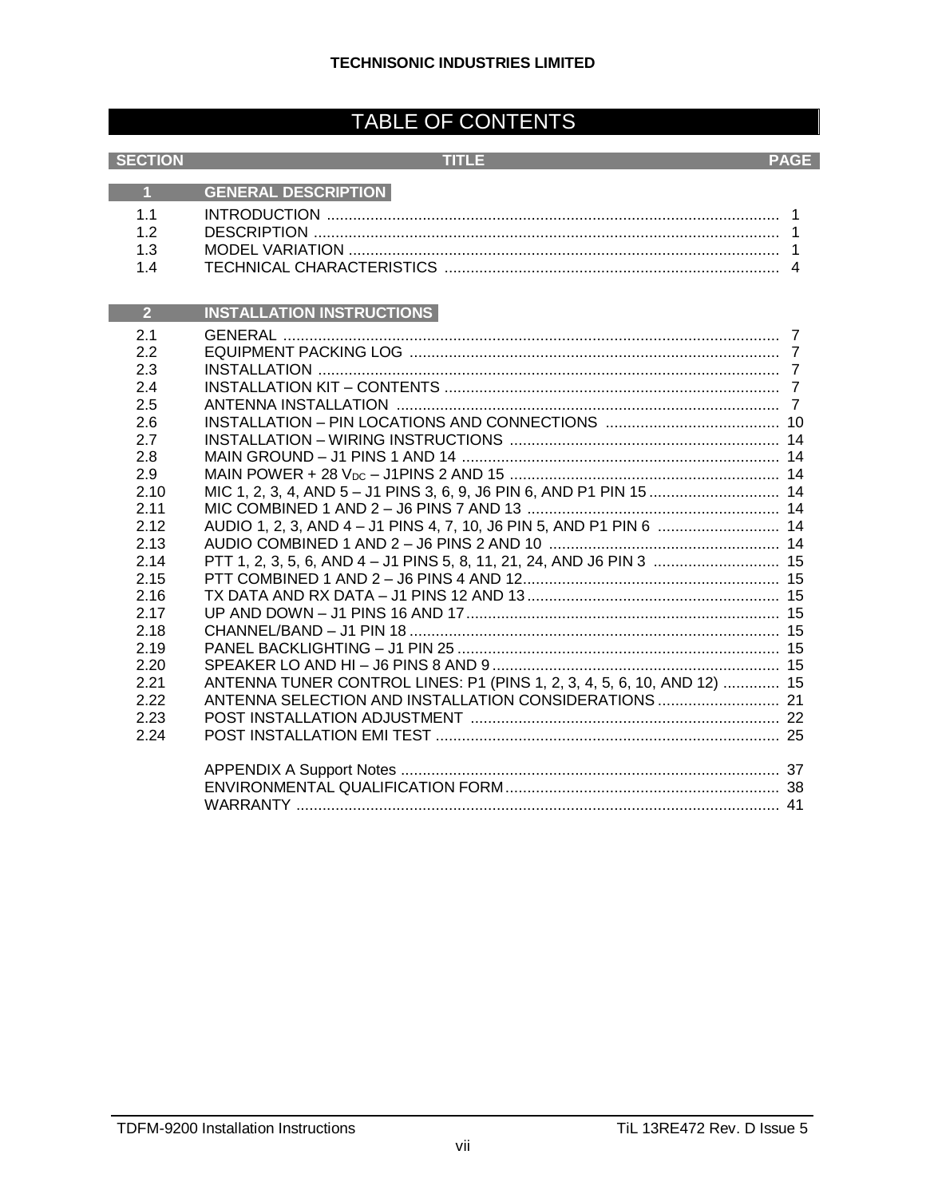# TABLE OF CONTENTS

| SECTION | TITLE | PAGE |
|---|---|---|
| **1** | **GENERAL DESCRIPTION** | |
| 1.1 | INTRODUCTION | 1 |
| 1.2 | DESCRIPTION | 1 |
| 1.3 | MODEL VARIATION | 1 |
| 1.4 | TECHNICAL CHARACTERISTICS | 4 |
| **2** | **INSTALLATION INSTRUCTIONS** | |
| 2.1 | GENERAL | 7 |
| 2.2 | EQUIPMENT PACKING LOG | 7 |
| 2.3 | INSTALLATION | 7 |
| 2.4 | INSTALLATION KIT – CONTENTS | 7 |
| 2.5 | ANTENNA INSTALLATION | 7 |
| 2.6 | INSTALLATION – PIN LOCATIONS AND CONNECTIONS | 10 |
| 2.7 | INSTALLATION – WIRING INSTRUCTIONS | 14 |
| 2.8 | MAIN GROUND – J1 PINS 1 AND 14 | 14 |
| 2.9 | MAIN POWER + 28 $V_{DC}$ – J1PINS 2 AND 15 | 14 |
| 2.10 | MIC 1, 2, 3, 4, AND 5 – J1 PINS 3, 6, 9, J6 PIN 6, AND P1 PIN 15 | 14 |
| 2.11 | MIC COMBINED 1 AND 2 – J6 PINS 7 AND 13 | 14 |
| 2.12 | AUDIO 1, 2, 3, AND 4 – J1 PINS 4, 7, 10, J6 PIN 5, AND P1 PIN 6 | 14 |
| 2.13 | AUDIO COMBINED 1 AND 2 – J6 PINS 2 AND 10 | 14 |
| 2.14 | PTT 1, 2, 3, 5, 6, AND 4 – J1 PINS 5, 8, 11, 21, 24, AND J6 PIN 3 | 15 |
| 2.15 | PTT COMBINED 1 AND 2 – J6 PINS 4 AND 12 | 15 |
| 2.16 | TX DATA AND RX DATA – J1 PINS 12 AND 13 | 15 |
| 2.17 | UP AND DOWN – J1 PINS 16 AND 17 | 15 |
| 2.18 | CHANNEL/BAND – J1 PIN 18 | 15 |
| 2.19 | PANEL BACKLIGHTING – J1 PIN 25 | 15 |
| 2.20 | SPEAKER LO AND HI – J6 PINS 8 AND 9 | 15 |
| 2.21 | ANTENNA TUNER CONTROL LINES: P1 (PINS 1, 2, 3, 4, 5, 6, 10, AND 12) | 15 |
| 2.22 | ANTENNA SELECTION AND INSTALLATION CONSIDERATIONS | 21 |
| 2.23 | POST INSTALLATION ADJUSTMENT | 22 |
| 2.24 | POST INSTALLATION EMI TEST | 25 |
| | APPENDIX A Support Notes | 37 |
| | ENVIRONMENTAL QUALIFICATION FORM | 38 |
| | WARRANTY | 41 |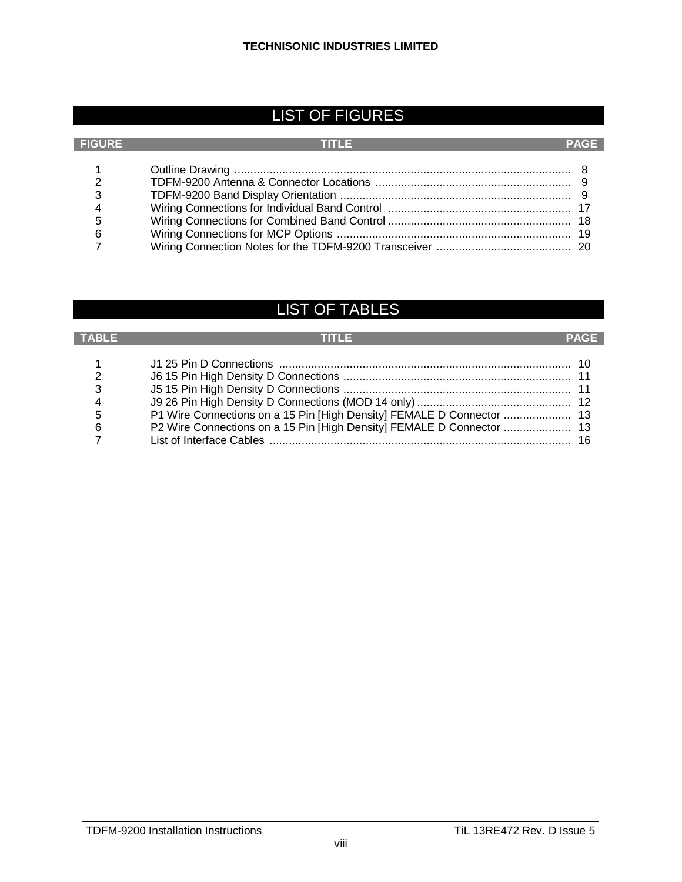# LIST OF FIGURES

| FIGURE | TITLE | PAGE |
|---|---|---|
| 1 | Outline Drawing | 8 |
| 2 | TDFM-9200 Antenna & Connector Locations | 9 |
| 3 | TDFM-9200 Band Display Orientation | 9 |
| 4 | Wiring Connections for Individual Band Control | 17 |
| 5 | Wiring Connections for Combined Band Control | 18 |
| 6 | Wiring Connections for MCP Options | 19 |
| 7 | Wiring Connection Notes for the TDFM-9200 Transceiver | 20 |

# LIST OF TABLES

| TABLE | TITLE | PAGE |
|---|---|---|
| 1 | J1 25 Pin D Connections | 10 |
| 2 | J6 15 Pin High Density D Connections | 11 |
| 3 | J5 15 Pin High Density D Connections | 11 |
| 4 | J9 26 Pin High Density D Connections (MOD 14 only) | 12 |
| 5 | P1 Wire Connections on a 15 Pin [High Density] FEMALE D Connector | 13 |
| 6 | P2 Wire Connections on a 15 Pin [High Density] FEMALE D Connector | 13 |
| 7 | List of Interface Cables | 16 |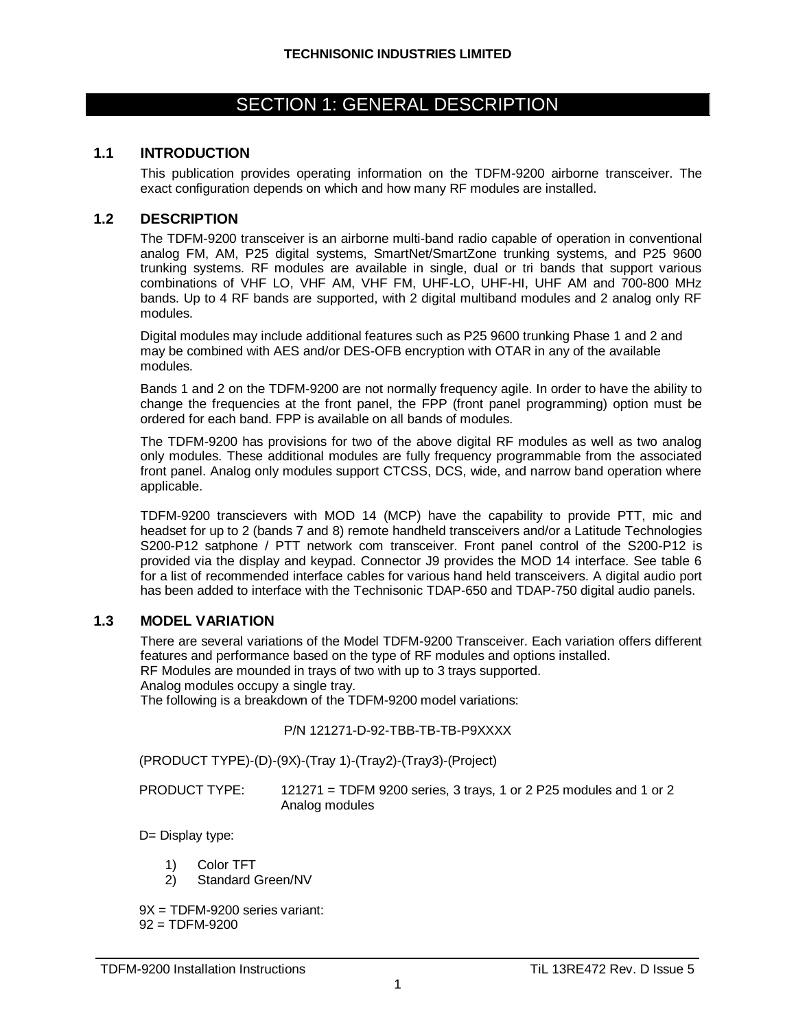# SECTION 1: GENERAL DESCRIPTION

## 1.1 INTRODUCTION

This publication provides operating information on the TDFM-9200 airborne transceiver. The exact configuration depends on which and how many RF modules are installed.

## 1.2 DESCRIPTION

The TDFM-9200 transceiver is an airborne multi-band radio capable of operation in conventional analog FM, AM, P25 digital systems, SmartNet/SmartZone trunking systems, and P25 9600 trunking systems. RF modules are available in single, dual or tri bands that support various combinations of VHF LO, VHF AM, VHF FM, UHF-LO, UHF-HI, UHF AM and 700-800 MHz bands. Up to 4 RF bands are supported, with 2 digital multiband modules and 2 analog only RF modules.

Digital modules may include additional features such as P25 9600 trunking Phase 1 and 2 and may be combined with AES and/or DES-OFB encryption with OTAR in any of the available modules.

Bands 1 and 2 on the TDFM-9200 are not normally frequency agile. In order to have the ability to change the frequencies at the front panel, the FPP (front panel programming) option must be ordered for each band. FPP is available on all bands of modules.

The TDFM-9200 has provisions for two of the above digital RF modules as well as two analog only modules. These additional modules are fully frequency programmable from the associated front panel. Analog only modules support CTCSS, DCS, wide, and narrow band operation where applicable.

TDFM-9200 transcievers with MOD 14 (MCP) have the capability to provide PTT, mic and headset for up to 2 (bands 7 and 8) remote handheld transceivers and/or a Latitude Technologies S200-P12 satphone / PTT network com transceiver. Front panel control of the S200-P12 is provided via the display and keypad. Connector J9 provides the MOD 14 interface. See table 6 for a list of recommended interface cables for various hand held transceivers. A digital audio port has been added to interface with the Technisonic TDAP-650 and TDAP-750 digital audio panels.

## 1.3 MODEL VARIATION

There are several variations of the Model TDFM-9200 Transceiver. Each variation offers different features and performance based on the type of RF modules and options installed.
RF Modules are mounded in trays of two with up to 3 trays supported.
Analog modules occupy a single tray.
The following is a breakdown of the TDFM-9200 model variations:

P/N 121271-D-92-TBB-TB-TB-P9XXXX

(PRODUCT TYPE)-(D)-(9X)-(Tray 1)-(Tray2)-(Tray3)-(Project)

PRODUCT TYPE: 121271 = TDFM 9200 series, 3 trays, 1 or 2 P25 modules and 1 or 2 Analog modules

D= Display type:

1) Color TFT
2) Standard Green/NV

9X = TDFM-9200 series variant:
92 = TDFM-9200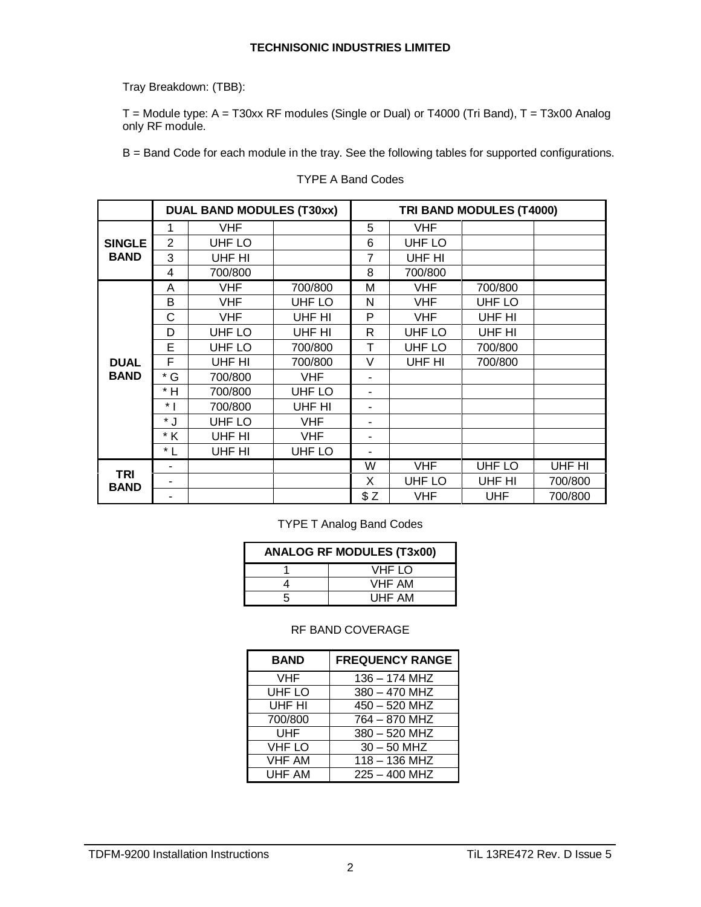Tray Breakdown: (TBB):

T = Module type: A = T30xx RF modules (Single or Dual) or T4000 (Tri Band), T = T3x00 Analog only RF module.

B = Band Code for each module in the tray. See the following tables for supported configurations.

TYPE A Band Codes

| | DUAL BAND MODULES (T30xx) | | | TRI BAND MODULES (T4000) | | | |
|---|---|---|---|---|---|---|---|
| **SINGLE BAND** | 1 | VHF | | 5 | VHF | | |
| | 2 | UHF LO | | 6 | UHF LO | | |
| | 3 | UHF HI | | 7 | UHF HI | | |
| | 4 | 700/800 | | 8 | 700/800 | | |
| **DUAL BAND** | A | VHF | 700/800 | M | VHF | 700/800 | |
| | B | VHF | UHF LO | N | VHF | UHF LO | |
| | C | VHF | UHF HI | P | VHF | UHF HI | |
| | D | UHF LO | UHF HI | R | UHF LO | UHF HI | |
| | E | UHF LO | 700/800 | T | UHF LO | 700/800 | |
| | F | UHF HI | 700/800 | V | UHF HI | 700/800 | |
| | * G | 700/800 | VHF | - | | | |
| | * H | 700/800 | UHF LO | - | | | |
| | * I | 700/800 | UHF HI | - | | | |
| | * J | UHF LO | VHF | - | | | |
| | * K | UHF HI | VHF | - | | | |
| | * L | UHF HI | UHF LO | - | | | |
| **TRI BAND** | - | | | W | VHF | UHF LO | UHF HI |
| | - | | | X | UHF LO | UHF HI | 700/800 |
| | - | | | $ Z | VHF | UHF | 700/800 |

TYPE T Analog Band Codes

| ANALOG RF MODULES (T3x00) | |
|---|---|
| 1 | VHF LO |
| 4 | VHF AM |
| 5 | UHF AM |

RF BAND COVERAGE

| BAND | FREQUENCY RANGE |
|---|---|
| VHF | 136 – 174 MHZ |
| UHF LO | 380 – 470 MHZ |
| UHF HI | 450 – 520 MHZ |
| 700/800 | 764 – 870 MHZ |
| UHF | 380 – 520 MHZ |
| VHF LO | 30 – 50 MHZ |
| VHF AM | 118 – 136 MHZ |
| UHF AM | 225 – 400 MHZ |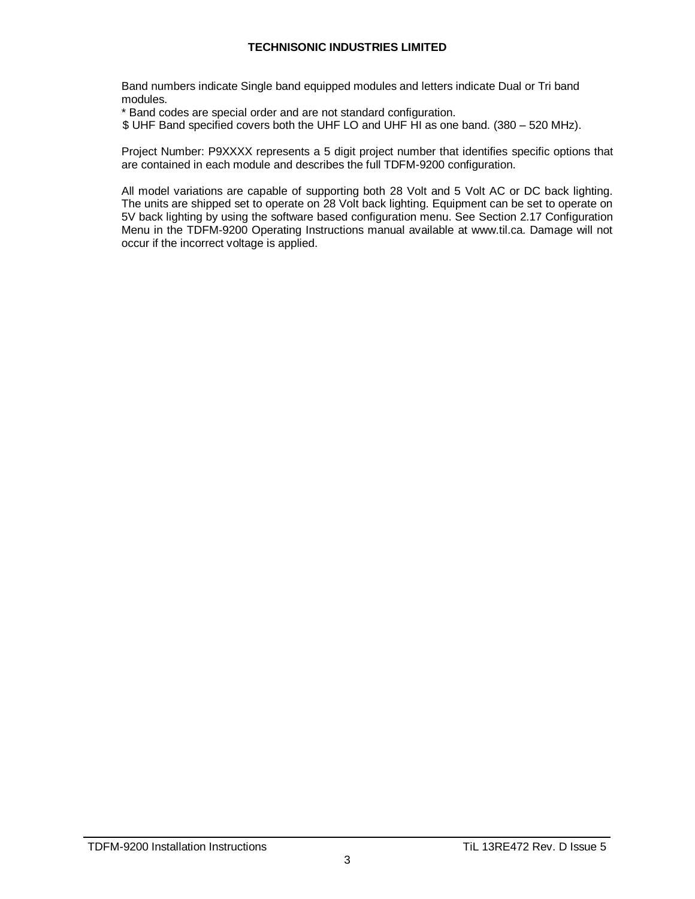Band numbers indicate Single band equipped modules and letters indicate Dual or Tri band modules.

* Band codes are special order and are not standard configuration.

$ UHF Band specified covers both the UHF LO and UHF HI as one band. (380 – 520 MHz).

Project Number: P9XXXX represents a 5 digit project number that identifies specific options that are contained in each module and describes the full TDFM-9200 configuration.

All model variations are capable of supporting both 28 Volt and 5 Volt AC or DC back lighting. The units are shipped set to operate on 28 Volt back lighting. Equipment can be set to operate on 5V back lighting by using the software based configuration menu. See Section 2.17 Configuration Menu in the TDFM-9200 Operating Instructions manual available at www.til.ca. Damage will not occur if the incorrect voltage is applied.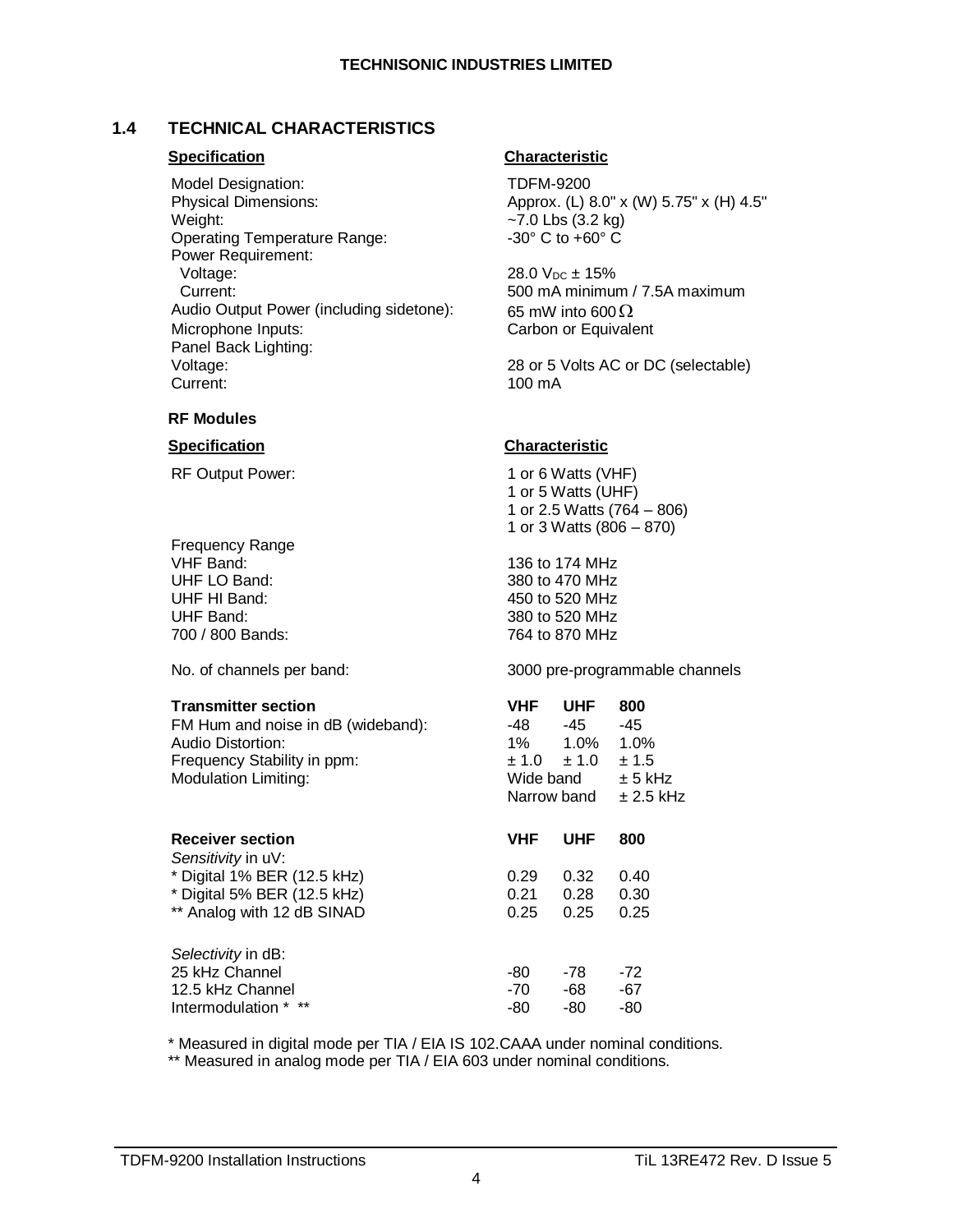## 1.4 TECHNICAL CHARACTERISTICS

| Specification | Characteristic |
|---|---|
| Model Designation: | TDFM-9200 |
| Physical Dimensions: | Approx. (L) 8.0" x (W) 5.75" x (H) 4.5" |
| Weight: | ~7.0 Lbs (3.2 kg) |
| Operating Temperature Range: | -30° C to +60° C |
| Power Requirement: | |
| Voltage: | 28.0 $V_{DC}$ ± 15% |
| Current: | 500 mA minimum / 7.5A maximum |
| Audio Output Power (including sidetone): | 65 mW into 600 Ω |
| Microphone Inputs: | Carbon or Equivalent |
| Panel Back Lighting: | |
| Voltage: | 28 or 5 Volts AC or DC (selectable) |
| Current: | 100 mA |

### RF Modules

| Specification | Characteristic |
|---|---|
| RF Output Power: | 1 or 6 Watts (VHF)<br>1 or 5 Watts (UHF)<br>1 or 2.5 Watts (764 – 806)<br>1 or 3 Watts (806 – 870) |
| Frequency Range | |
| VHF Band: | 136 to 174 MHz |
| UHF LO Band: | 380 to 470 MHz |
| UHF HI Band: | 450 to 520 MHz |
| UHF Band: | 380 to 520 MHz |
| 700 / 800 Bands: | 764 to 870 MHz |
| No. of channels per band: | 3000 pre-programmable channels |

| **Transmitter section** | **VHF** | **UHF** | **800** |
|---|---|---|---|
| FM Hum and noise in dB (wideband): | -48 | -45 | -45 |
| Audio Distortion: | 1% | 1.0% | 1.0% |
| Frequency Stability in ppm: | ± 1.0 | ± 1.0 | ± 1.5 |
| Modulation Limiting: | Wide band | | ± 5 kHz |
| | Narrow band | | ± 2.5 kHz |

| **Receiver section** | **VHF** | **UHF** | **800** |
|---|---|---|---|
| *Sensitivity* in uV: | | | |
| * Digital 1% BER (12.5 kHz) | 0.29 | 0.32 | 0.40 |
| * Digital 5% BER (12.5 kHz) | 0.21 | 0.28 | 0.30 |
| ** Analog with 12 dB SINAD | 0.25 | 0.25 | 0.25 |
| *Selectivity* in dB: | | | |
| 25 kHz Channel | -80 | -78 | -72 |
| 12.5 kHz Channel | -70 | -68 | -67 |
| Intermodulation * ** | -80 | -80 | -80 |

* Measured in digital mode per TIA / EIA IS 102.CAAA under nominal conditions.

** Measured in analog mode per TIA / EIA 603 under nominal conditions.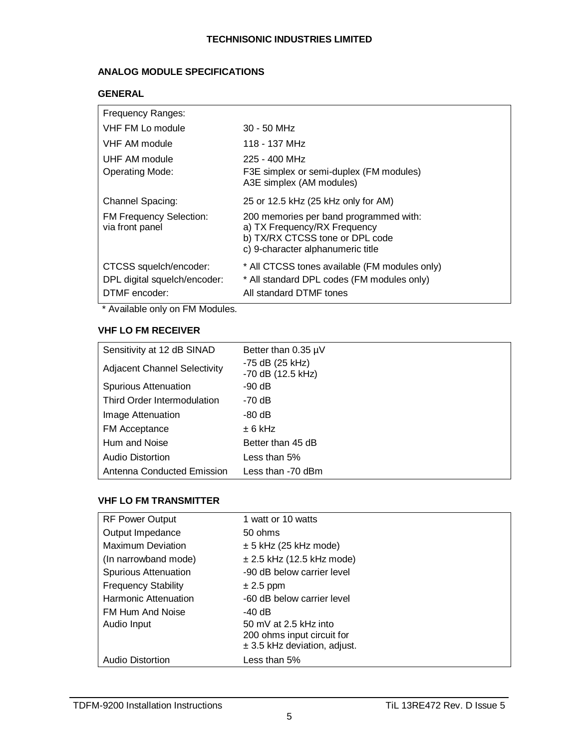## ANALOG MODULE SPECIFICATIONS

### GENERAL

| | |
|---|---|
| Frequency Ranges: | |
| VHF FM Lo module | 30 - 50 MHz |
| VHF AM module | 118 - 137 MHz |
| UHF AM module | 225 - 400 MHz |
| Operating Mode: | F3E simplex or semi-duplex (FM modules)<br>A3E simplex (AM modules) |
| Channel Spacing: | 25 or 12.5 kHz (25 kHz only for AM) |
| FM Frequency Selection: via front panel | 200 memories per band programmed with:<br>a) TX Frequency/RX Frequency<br>b) TX/RX CTCSS tone or DPL code<br>c) 9-character alphanumeric title |
| CTCSS squelch/encoder: | * All CTCSS tones available (FM modules only) |
| DPL digital squelch/encoder: | * All standard DPL codes (FM modules only) |
| DTMF encoder: | All standard DTMF tones |

* Available only on FM Modules.

### VHF LO FM RECEIVER

| | |
|---|---|
| Sensitivity at 12 dB SINAD | Better than 0.35 µV |
| Adjacent Channel Selectivity | -75 dB (25 kHz)<br>-70 dB (12.5 kHz) |
| Spurious Attenuation | -90 dB |
| Third Order Intermodulation | -70 dB |
| Image Attenuation | -80 dB |
| FM Acceptance | ± 6 kHz |
| Hum and Noise | Better than 45 dB |
| Audio Distortion | Less than 5% |
| Antenna Conducted Emission | Less than -70 dBm |

### VHF LO FM TRANSMITTER

| | |
|---|---|
| RF Power Output | 1 watt or 10 watts |
| Output Impedance | 50 ohms |
| Maximum Deviation | ± 5 kHz (25 kHz mode) |
| (In narrowband mode) | ± 2.5 kHz (12.5 kHz mode) |
| Spurious Attenuation | -90 dB below carrier level |
| Frequency Stability | ± 2.5 ppm |
| Harmonic Attenuation | -60 dB below carrier level |
| FM Hum And Noise | -40 dB |
| Audio Input | 50 mV at 2.5 kHz into<br>200 ohms input circuit for<br>± 3.5 kHz deviation, adjust. |
| Audio Distortion | Less than 5% |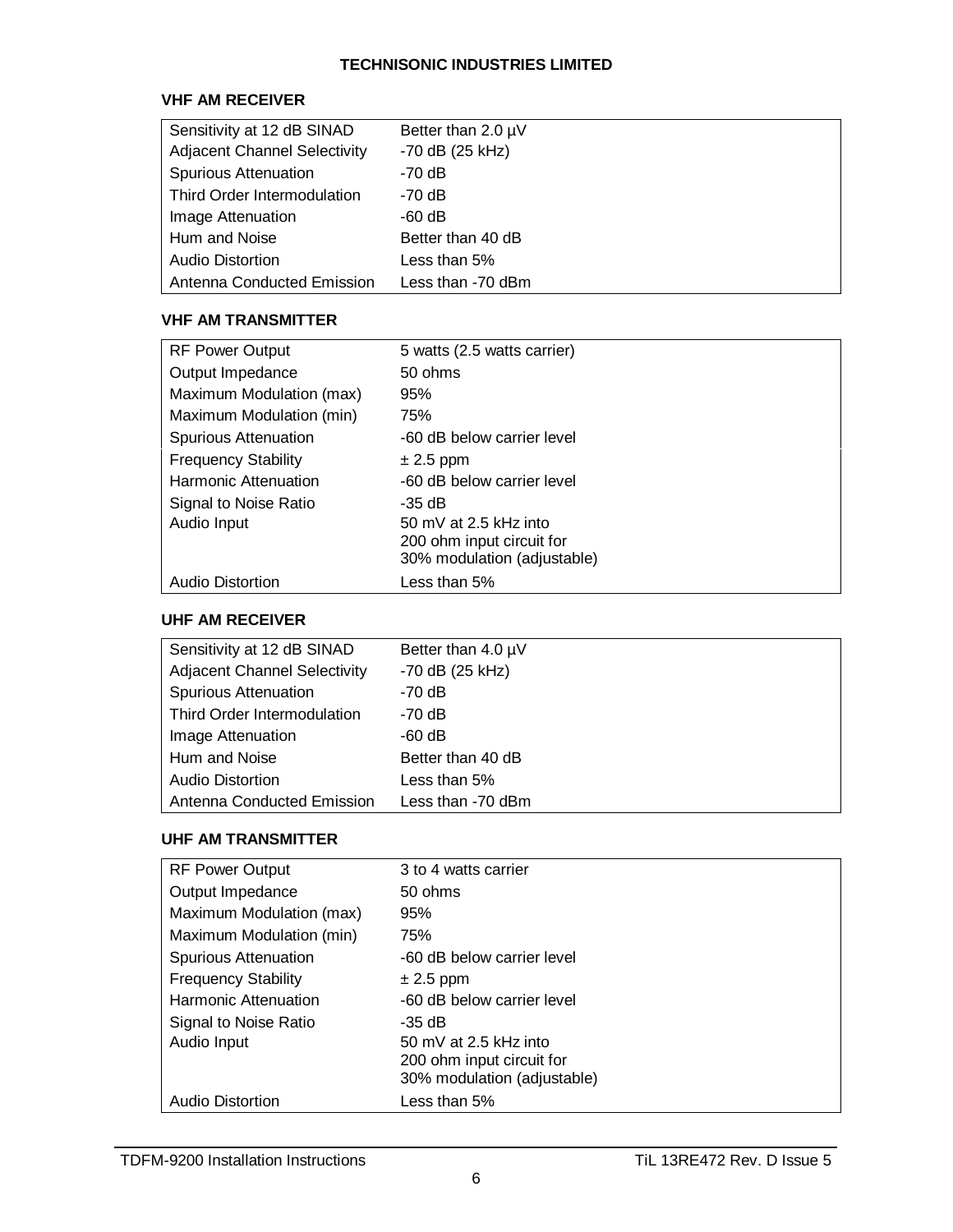### VHF AM RECEIVER

| | |
|---|---|
| Sensitivity at 12 dB SINAD | Better than 2.0 µV |
| Adjacent Channel Selectivity | -70 dB (25 kHz) |
| Spurious Attenuation | -70 dB |
| Third Order Intermodulation | -70 dB |
| Image Attenuation | -60 dB |
| Hum and Noise | Better than 40 dB |
| Audio Distortion | Less than 5% |
| Antenna Conducted Emission | Less than -70 dBm |

### VHF AM TRANSMITTER

| | |
|---|---|
| RF Power Output | 5 watts (2.5 watts carrier) |
| Output Impedance | 50 ohms |
| Maximum Modulation (max) | 95% |
| Maximum Modulation (min) | 75% |
| Spurious Attenuation | -60 dB below carrier level |
| Frequency Stability | ± 2.5 ppm |
| Harmonic Attenuation | -60 dB below carrier level |
| Signal to Noise Ratio | -35 dB |
| Audio Input | 50 mV at 2.5 kHz into 200 ohm input circuit for 30% modulation (adjustable) |
| Audio Distortion | Less than 5% |

### UHF AM RECEIVER

| | |
|---|---|
| Sensitivity at 12 dB SINAD | Better than 4.0 µV |
| Adjacent Channel Selectivity | -70 dB (25 kHz) |
| Spurious Attenuation | -70 dB |
| Third Order Intermodulation | -70 dB |
| Image Attenuation | -60 dB |
| Hum and Noise | Better than 40 dB |
| Audio Distortion | Less than 5% |
| Antenna Conducted Emission | Less than -70 dBm |

### UHF AM TRANSMITTER

| | |
|---|---|
| RF Power Output | 3 to 4 watts carrier |
| Output Impedance | 50 ohms |
| Maximum Modulation (max) | 95% |
| Maximum Modulation (min) | 75% |
| Spurious Attenuation | -60 dB below carrier level |
| Frequency Stability | ± 2.5 ppm |
| Harmonic Attenuation | -60 dB below carrier level |
| Signal to Noise Ratio | -35 dB |
| Audio Input | 50 mV at 2.5 kHz into 200 ohm input circuit for 30% modulation (adjustable) |
| Audio Distortion | Less than 5% |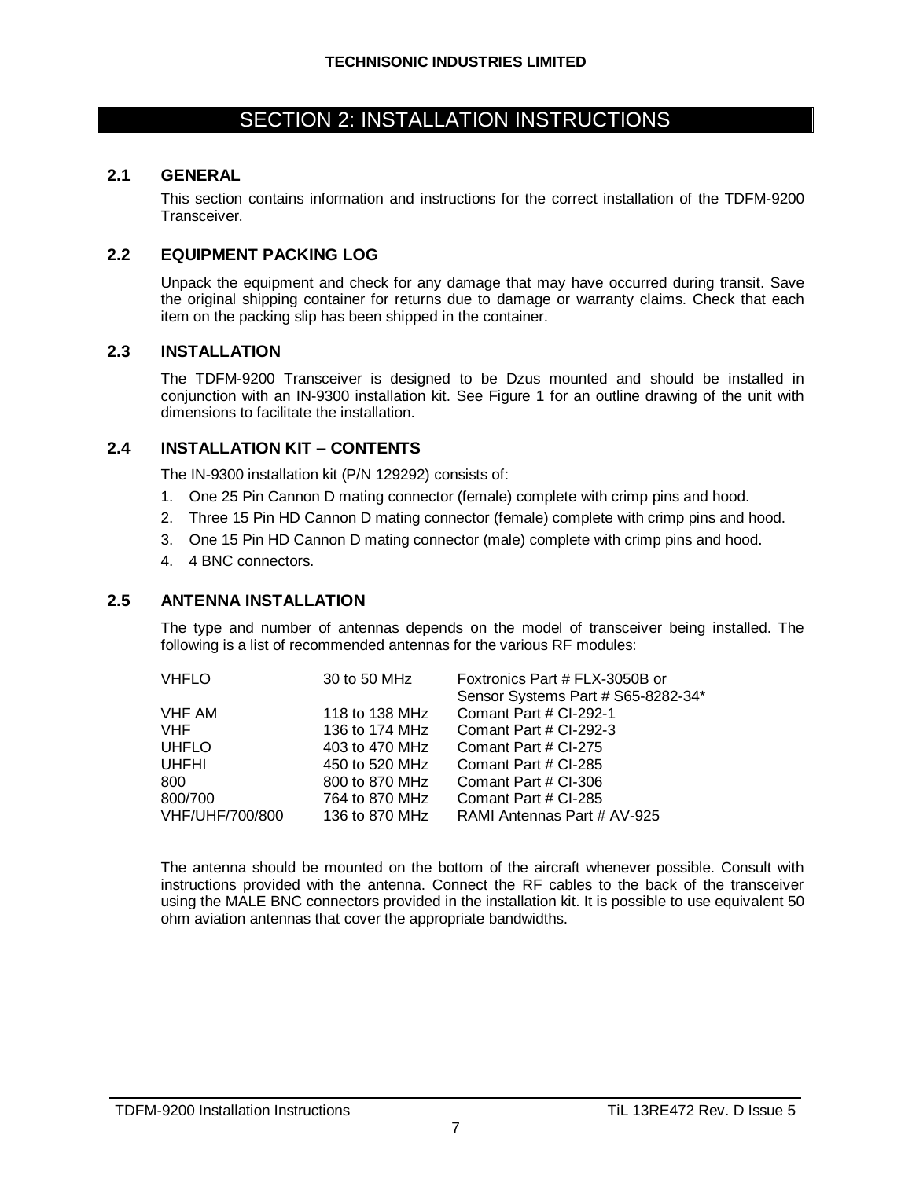# SECTION 2: INSTALLATION INSTRUCTIONS

## 2.1 GENERAL

This section contains information and instructions for the correct installation of the TDFM-9200 Transceiver.

## 2.2 EQUIPMENT PACKING LOG

Unpack the equipment and check for any damage that may have occurred during transit. Save the original shipping container for returns due to damage or warranty claims. Check that each item on the packing slip has been shipped in the container.

## 2.3 INSTALLATION

The TDFM-9200 Transceiver is designed to be Dzus mounted and should be installed in conjunction with an IN-9300 installation kit. See Figure 1 for an outline drawing of the unit with dimensions to facilitate the installation.

## 2.4 INSTALLATION KIT – CONTENTS

The IN-9300 installation kit (P/N 129292) consists of:

1. One 25 Pin Cannon D mating connector (female) complete with crimp pins and hood.
2. Three 15 Pin HD Cannon D mating connector (female) complete with crimp pins and hood.
3. One 15 Pin HD Cannon D mating connector (male) complete with crimp pins and hood.
4. 4 BNC connectors.

## 2.5 ANTENNA INSTALLATION

The type and number of antennas depends on the model of transceiver being installed. The following is a list of recommended antennas for the various RF modules:

| | | |
|---|---|---|
| VHFLO | 30 to 50 MHz | Foxtronics Part # FLX-3050B or<br>Sensor Systems Part # S65-8282-34* |
| VHF AM | 118 to 138 MHz | Comant Part # CI-292-1 |
| VHF | 136 to 174 MHz | Comant Part # CI-292-3 |
| UHFLO | 403 to 470 MHz | Comant Part # CI-275 |
| UHFHI | 450 to 520 MHz | Comant Part # CI-285 |
| 800 | 800 to 870 MHz | Comant Part # CI-306 |
| 800/700 | 764 to 870 MHz | Comant Part # CI-285 |
| VHF/UHF/700/800 | 136 to 870 MHz | RAMI Antennas Part # AV-925 |

The antenna should be mounted on the bottom of the aircraft whenever possible. Consult with instructions provided with the antenna. Connect the RF cables to the back of the transceiver using the MALE BNC connectors provided in the installation kit. It is possible to use equivalent 50 ohm aviation antennas that cover the appropriate bandwidths.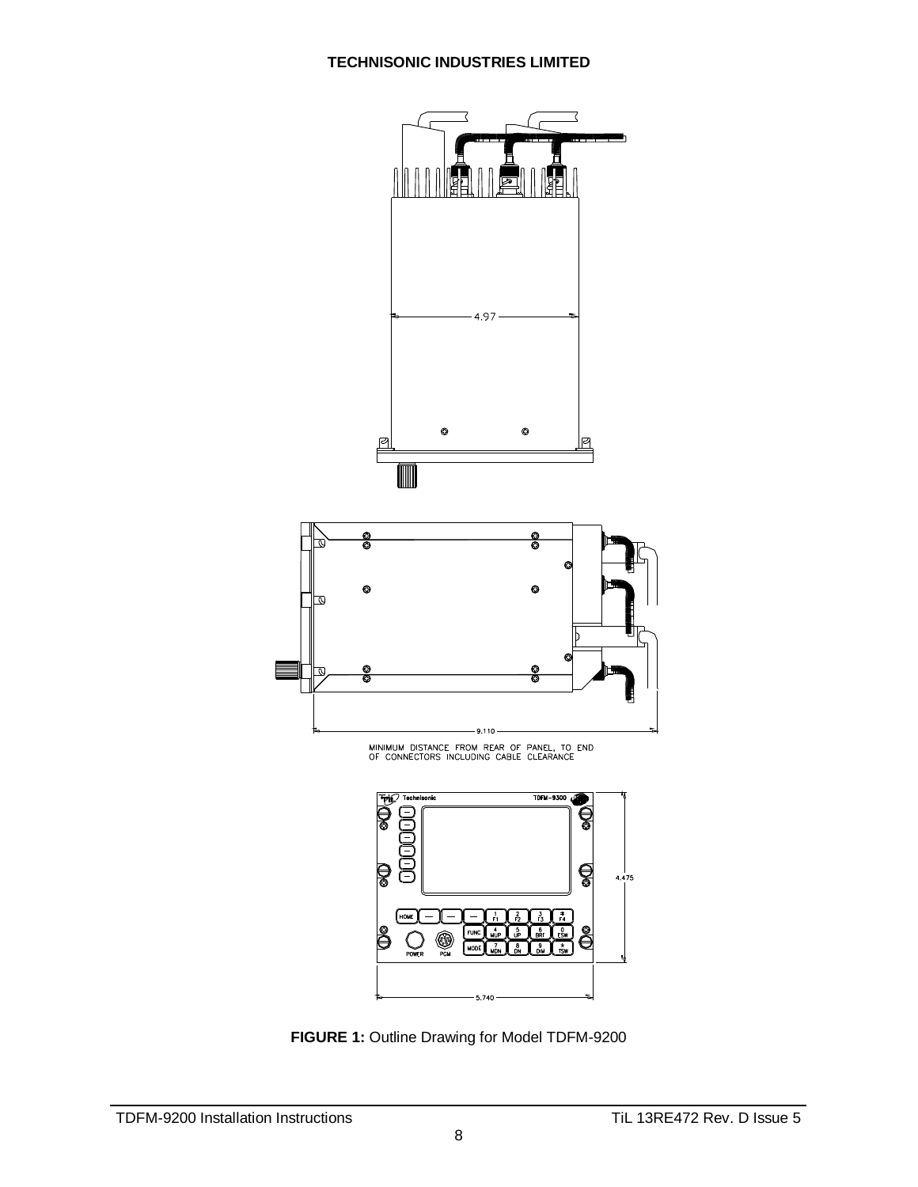4.97

9.110

MINIMUM DISTANCE FROM REAR OF PANEL, TO END OF CONNECTORS INCLUDING CABLE CLEARANCE

4.475

5.740

**FIGURE 1:** Outline Drawing for Model TDFM-9200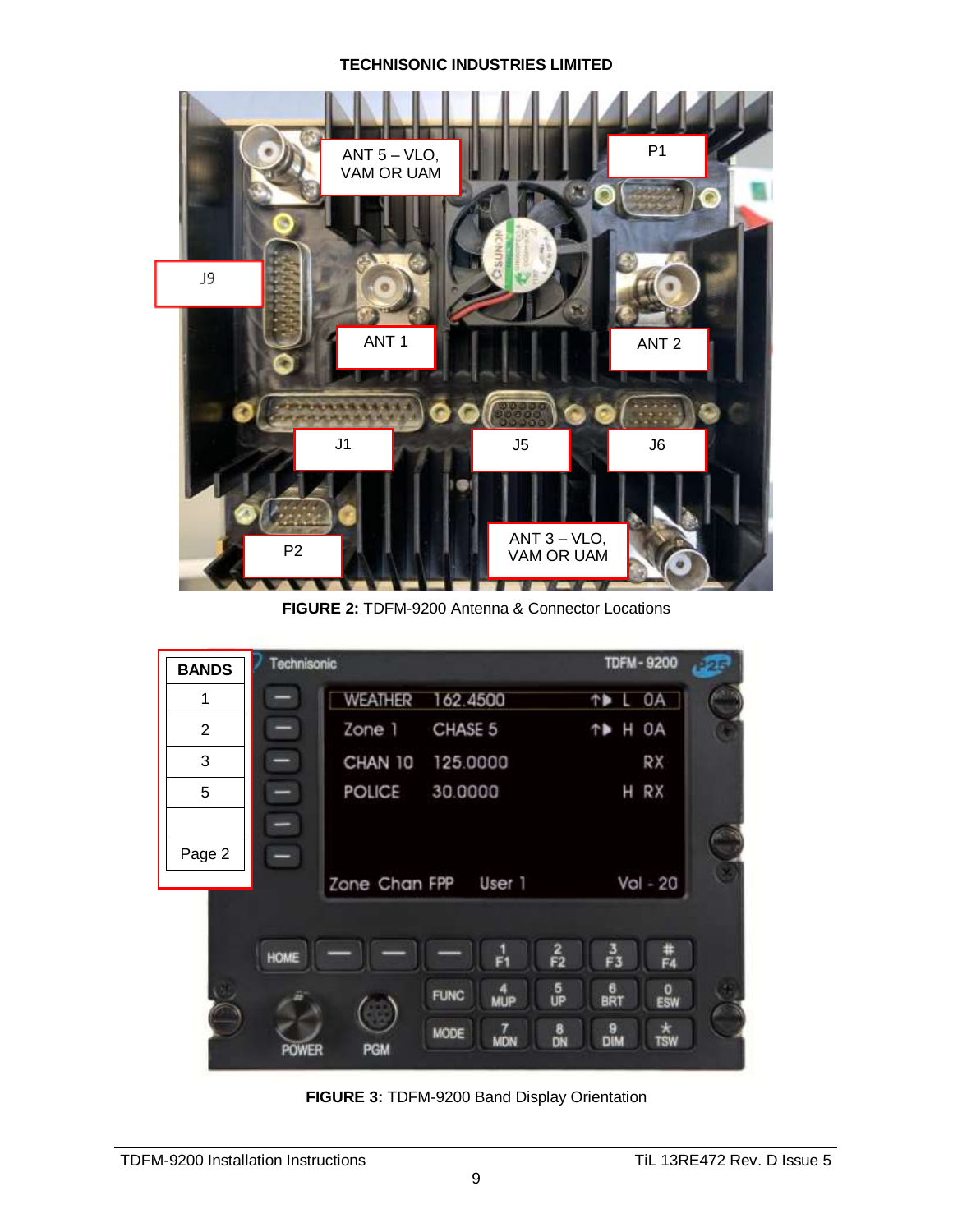FIGURE 2: TDFM-9200 Antenna & Connector Locations

FIGURE 3: TDFM-9200 Band Display Orientation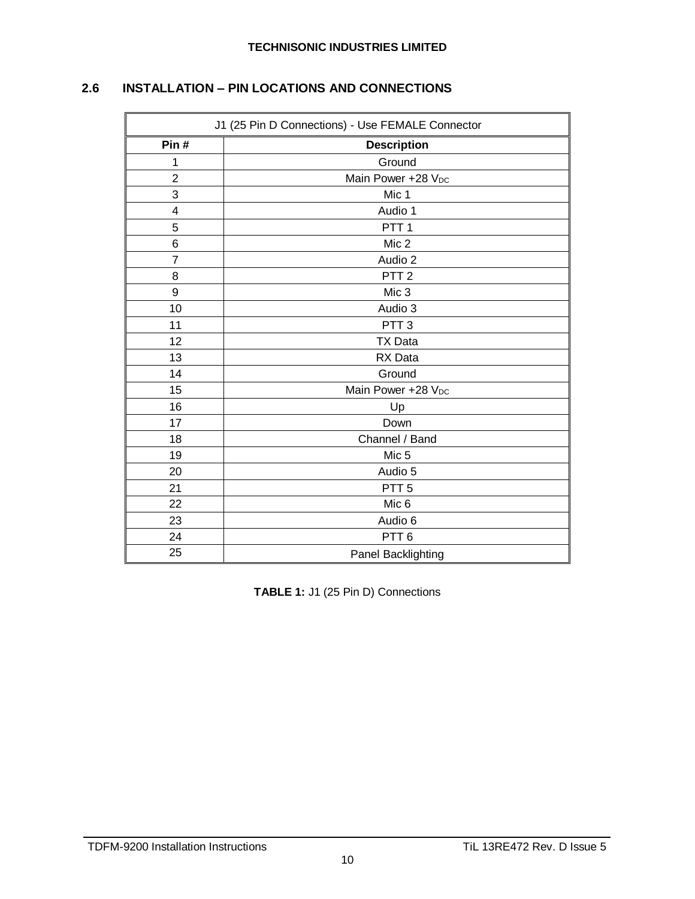## 2.6 INSTALLATION – PIN LOCATIONS AND CONNECTIONS

| J1 (25 Pin D Connections) - Use FEMALE Connector | |
|---|---|
| **Pin #** | **Description** |
| 1 | Ground |
| 2 | Main Power +28 $V_{DC}$ |
| 3 | Mic 1 |
| 4 | Audio 1 |
| 5 | PTT 1 |
| 6 | Mic 2 |
| 7 | Audio 2 |
| 8 | PTT 2 |
| 9 | Mic 3 |
| 10 | Audio 3 |
| 11 | PTT 3 |
| 12 | TX Data |
| 13 | RX Data |
| 14 | Ground |
| 15 | Main Power +28 $V_{DC}$ |
| 16 | Up |
| 17 | Down |
| 18 | Channel / Band |
| 19 | Mic 5 |
| 20 | Audio 5 |
| 21 | PTT 5 |
| 22 | Mic 6 |
| 23 | Audio 6 |
| 24 | PTT 6 |
| 25 | Panel Backlighting |

**TABLE 1:** J1 (25 Pin D) Connections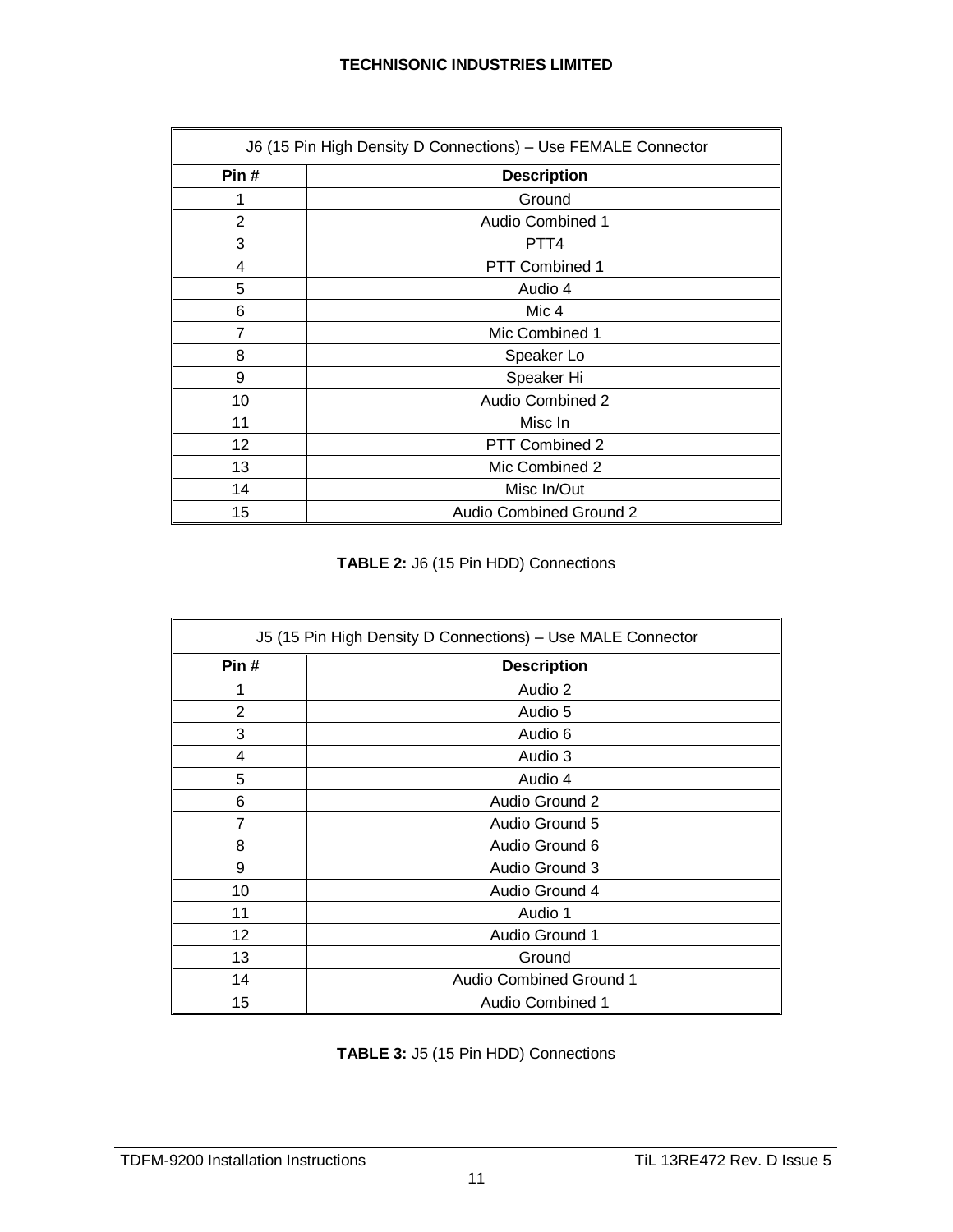| J6 (15 Pin High Density D Connections) – Use FEMALE Connector | |
|---|---|
| **Pin #** | **Description** |
| 1 | Ground |
| 2 | Audio Combined 1 |
| 3 | PTT4 |
| 4 | PTT Combined 1 |
| 5 | Audio 4 |
| 6 | Mic 4 |
| 7 | Mic Combined 1 |
| 8 | Speaker Lo |
| 9 | Speaker Hi |
| 10 | Audio Combined 2 |
| 11 | Misc In |
| 12 | PTT Combined 2 |
| 13 | Mic Combined 2 |
| 14 | Misc In/Out |
| 15 | Audio Combined Ground 2 |

**TABLE 2:** J6 (15 Pin HDD) Connections

| J5 (15 Pin High Density D Connections) – Use MALE Connector | |
|---|---|
| **Pin #** | **Description** |
| 1 | Audio 2 |
| 2 | Audio 5 |
| 3 | Audio 6 |
| 4 | Audio 3 |
| 5 | Audio 4 |
| 6 | Audio Ground 2 |
| 7 | Audio Ground 5 |
| 8 | Audio Ground 6 |
| 9 | Audio Ground 3 |
| 10 | Audio Ground 4 |
| 11 | Audio 1 |
| 12 | Audio Ground 1 |
| 13 | Ground |
| 14 | Audio Combined Ground 1 |
| 15 | Audio Combined 1 |

**TABLE 3:** J5 (15 Pin HDD) Connections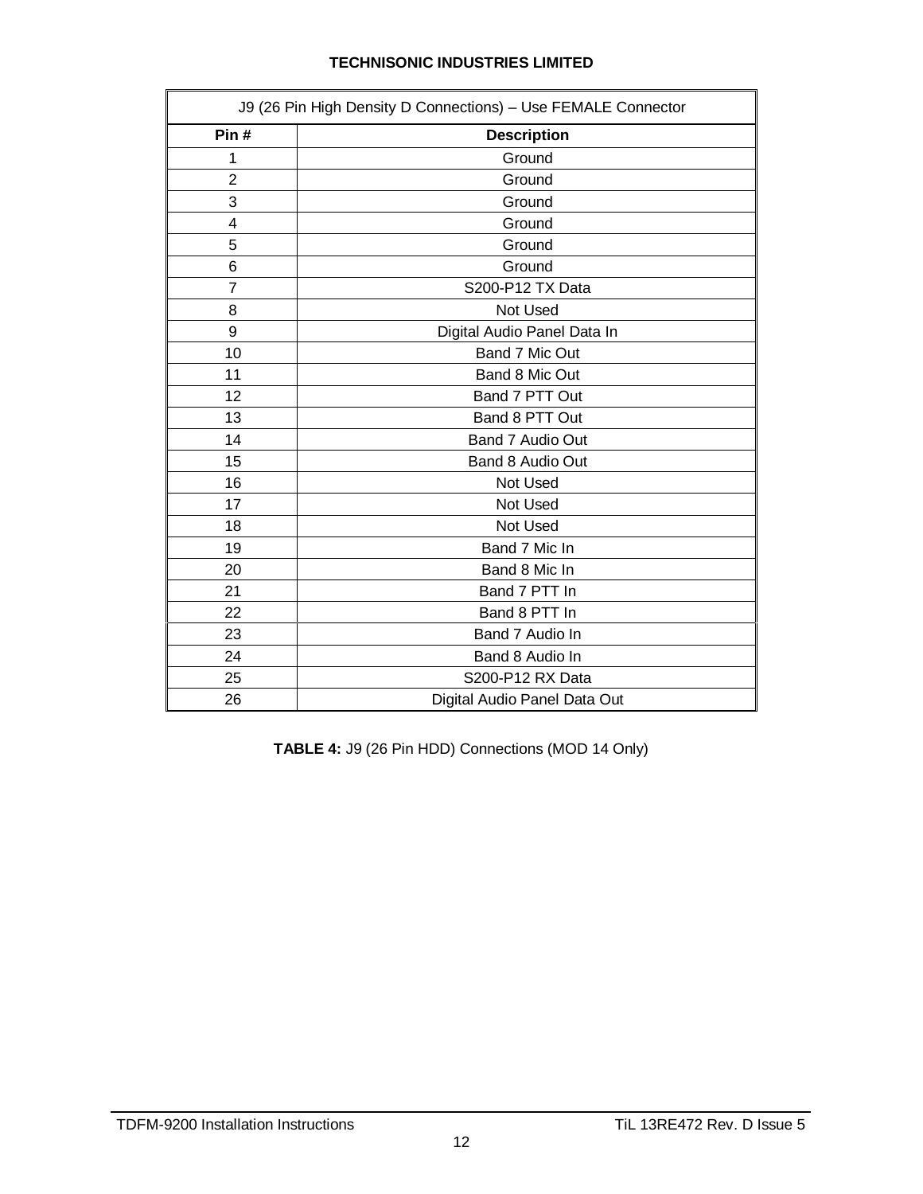| J9 (26 Pin High Density D Connections) – Use FEMALE Connector | |
|---|---|
| **Pin #** | **Description** |
| 1 | Ground |
| 2 | Ground |
| 3 | Ground |
| 4 | Ground |
| 5 | Ground |
| 6 | Ground |
| 7 | S200-P12 TX Data |
| 8 | Not Used |
| 9 | Digital Audio Panel Data In |
| 10 | Band 7 Mic Out |
| 11 | Band 8 Mic Out |
| 12 | Band 7 PTT Out |
| 13 | Band 8 PTT Out |
| 14 | Band 7 Audio Out |
| 15 | Band 8 Audio Out |
| 16 | Not Used |
| 17 | Not Used |
| 18 | Not Used |
| 19 | Band 7 Mic In |
| 20 | Band 8 Mic In |
| 21 | Band 7 PTT In |
| 22 | Band 8 PTT In |
| 23 | Band 7 Audio In |
| 24 | Band 8 Audio In |
| 25 | S200-P12 RX Data |
| 26 | Digital Audio Panel Data Out |

**TABLE 4:** J9 (26 Pin HDD) Connections (MOD 14 Only)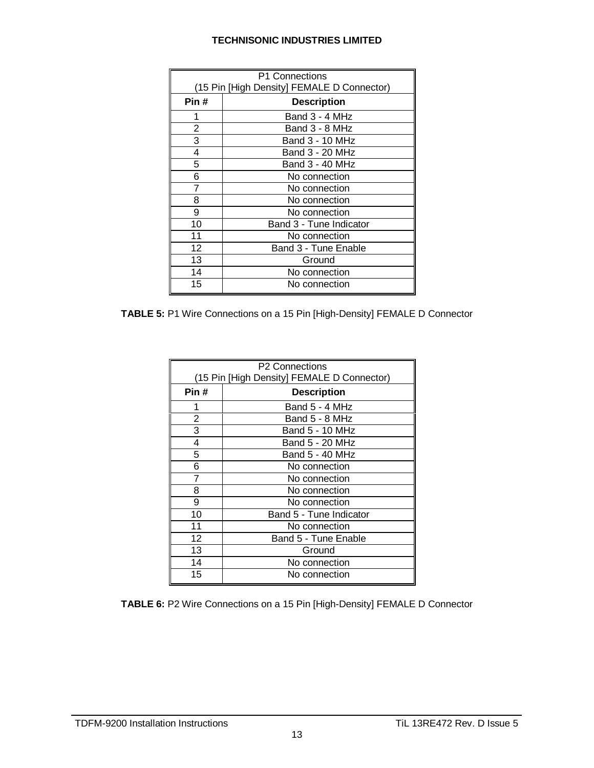| P1 Connections (15 Pin [High Density] FEMALE D Connector) | |
|---|---|
| **Pin #** | **Description** |
| 1 | Band 3 - 4 MHz |
| 2 | Band 3 - 8 MHz |
| 3 | Band 3 - 10 MHz |
| 4 | Band 3 - 20 MHz |
| 5 | Band 3 - 40 MHz |
| 6 | No connection |
| 7 | No connection |
| 8 | No connection |
| 9 | No connection |
| 10 | Band 3 - Tune Indicator |
| 11 | No connection |
| 12 | Band 3 - Tune Enable |
| 13 | Ground |
| 14 | No connection |
| 15 | No connection |

**TABLE 5:** P1 Wire Connections on a 15 Pin [High-Density] FEMALE D Connector

| P2 Connections (15 Pin [High Density] FEMALE D Connector) | |
|---|---|
| **Pin #** | **Description** |
| 1 | Band 5 - 4 MHz |
| 2 | Band 5 - 8 MHz |
| 3 | Band 5 - 10 MHz |
| 4 | Band 5 - 20 MHz |
| 5 | Band 5 - 40 MHz |
| 6 | No connection |
| 7 | No connection |
| 8 | No connection |
| 9 | No connection |
| 10 | Band 5 - Tune Indicator |
| 11 | No connection |
| 12 | Band 5 - Tune Enable |
| 13 | Ground |
| 14 | No connection |
| 15 | No connection |

**TABLE 6:** P2 Wire Connections on a 15 Pin [High-Density] FEMALE D Connector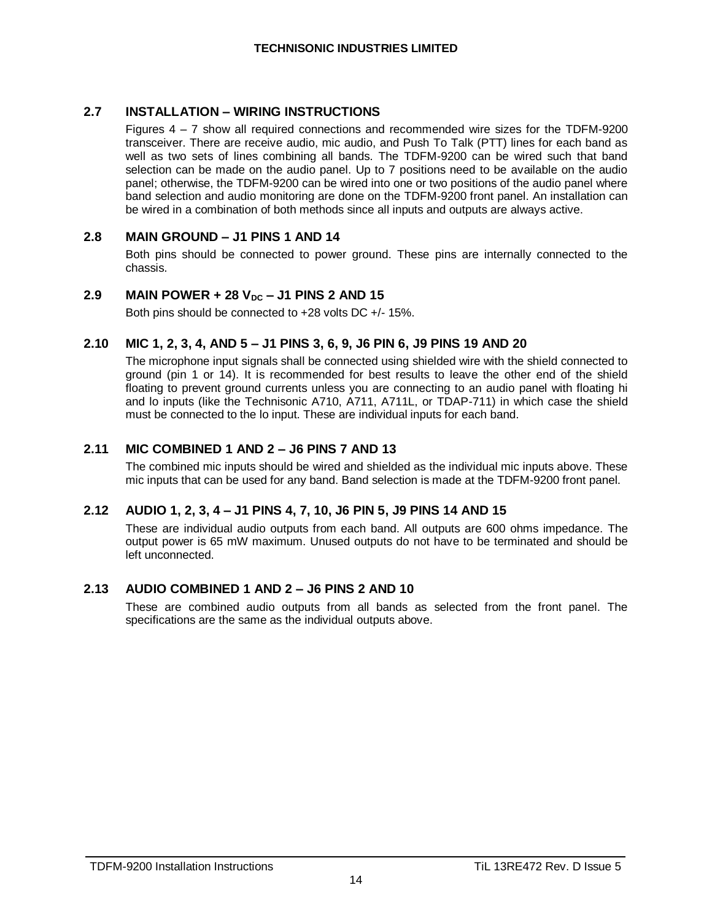## 2.7 INSTALLATION – WIRING INSTRUCTIONS

Figures 4 – 7 show all required connections and recommended wire sizes for the TDFM-9200 transceiver. There are receive audio, mic audio, and Push To Talk (PTT) lines for each band as well as two sets of lines combining all bands. The TDFM-9200 can be wired such that band selection can be made on the audio panel. Up to 7 positions need to be available on the audio panel; otherwise, the TDFM-9200 can be wired into one or two positions of the audio panel where band selection and audio monitoring are done on the TDFM-9200 front panel. An installation can be wired in a combination of both methods since all inputs and outputs are always active.

## 2.8 MAIN GROUND – J1 PINS 1 AND 14

Both pins should be connected to power ground. These pins are internally connected to the chassis.

## 2.9 MAIN POWER + 28 $V_{DC}$ – J1 PINS 2 AND 15

Both pins should be connected to +28 volts DC +/- 15%.

## 2.10 MIC 1, 2, 3, 4, AND 5 – J1 PINS 3, 6, 9, J6 PIN 6, J9 PINS 19 AND 20

The microphone input signals shall be connected using shielded wire with the shield connected to ground (pin 1 or 14). It is recommended for best results to leave the other end of the shield floating to prevent ground currents unless you are connecting to an audio panel with floating hi and lo inputs (like the Technisonic A710, A711, A711L, or TDAP-711) in which case the shield must be connected to the lo input. These are individual inputs for each band.

## 2.11 MIC COMBINED 1 AND 2 – J6 PINS 7 AND 13

The combined mic inputs should be wired and shielded as the individual mic inputs above. These mic inputs that can be used for any band. Band selection is made at the TDFM-9200 front panel.

## 2.12 AUDIO 1, 2, 3, 4 – J1 PINS 4, 7, 10, J6 PIN 5, J9 PINS 14 AND 15

These are individual audio outputs from each band. All outputs are 600 ohms impedance. The output power is 65 mW maximum. Unused outputs do not have to be terminated and should be left unconnected.

## 2.13 AUDIO COMBINED 1 AND 2 – J6 PINS 2 AND 10

These are combined audio outputs from all bands as selected from the front panel. The specifications are the same as the individual outputs above.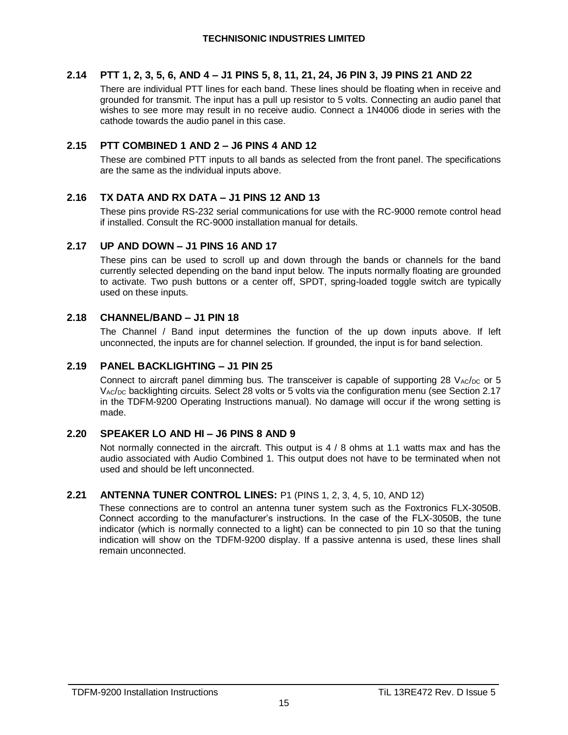## 2.14 PTT 1, 2, 3, 5, 6, AND 4 – J1 PINS 5, 8, 11, 21, 24, J6 PIN 3, J9 PINS 21 AND 22

There are individual PTT lines for each band. These lines should be floating when in receive and grounded for transmit. The input has a pull up resistor to 5 volts. Connecting an audio panel that wishes to see more may result in no receive audio. Connect a 1N4006 diode in series with the cathode towards the audio panel in this case.

## 2.15 PTT COMBINED 1 AND 2 – J6 PINS 4 AND 12

These are combined PTT inputs to all bands as selected from the front panel. The specifications are the same as the individual inputs above.

## 2.16 TX DATA AND RX DATA – J1 PINS 12 AND 13

These pins provide RS-232 serial communications for use with the RC-9000 remote control head if installed. Consult the RC-9000 installation manual for details.

## 2.17 UP AND DOWN – J1 PINS 16 AND 17

These pins can be used to scroll up and down through the bands or channels for the band currently selected depending on the band input below. The inputs normally floating are grounded to activate. Two push buttons or a center off, SPDT, spring-loaded toggle switch are typically used on these inputs.

## 2.18 CHANNEL/BAND – J1 PIN 18

The Channel / Band input determines the function of the up down inputs above. If left unconnected, the inputs are for channel selection. If grounded, the input is for band selection.

## 2.19 PANEL BACKLIGHTING – J1 PIN 25

Connect to aircraft panel dimming bus. The transceiver is capable of supporting 28 $V_{AC}/_{DC}$ or 5 $V_{AC}/_{DC}$ backlighting circuits. Select 28 volts or 5 volts via the configuration menu (see Section 2.17 in the TDFM-9200 Operating Instructions manual). No damage will occur if the wrong setting is made.

## 2.20 SPEAKER LO AND HI – J6 PINS 8 AND 9

Not normally connected in the aircraft. This output is 4 / 8 ohms at 1.1 watts max and has the audio associated with Audio Combined 1. This output does not have to be terminated when not used and should be left unconnected.

## 2.21 ANTENNA TUNER CONTROL LINES: P1 (PINS 1, 2, 3, 4, 5, 10, AND 12)

These connections are to control an antenna tuner system such as the Foxtronics FLX-3050B. Connect according to the manufacturer's instructions. In the case of the FLX-3050B, the tune indicator (which is normally connected to a light) can be connected to pin 10 so that the tuning indication will show on the TDFM-9200 display. If a passive antenna is used, these lines shall remain unconnected.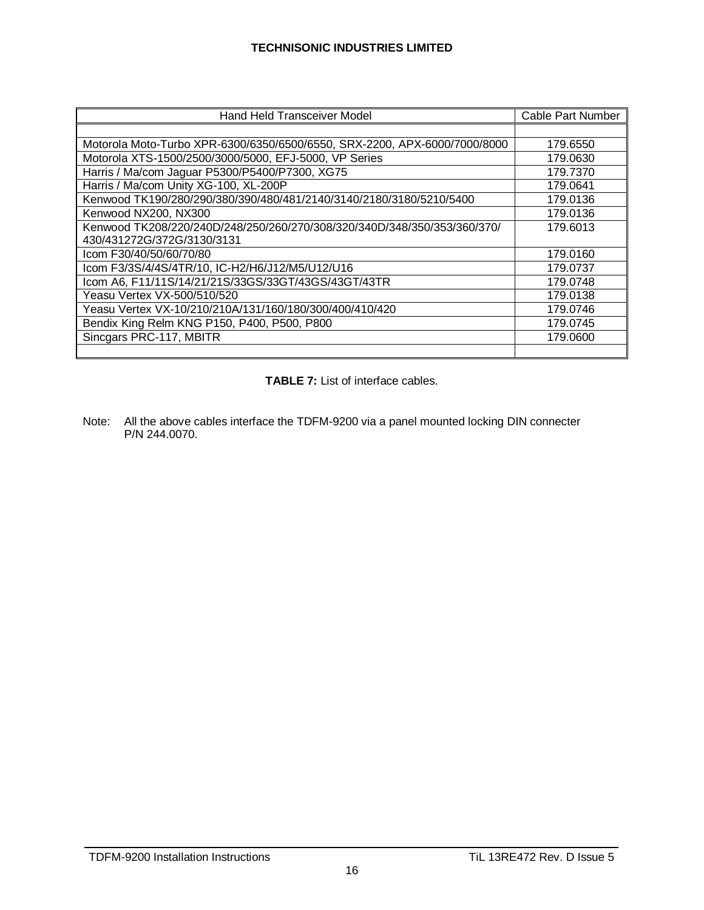| Hand Held Transceiver Model | Cable Part Number |
|---|---|
| | |
| Motorola Moto-Turbo XPR-6300/6350/6500/6550, SRX-2200, APX-6000/7000/8000 | 179.6550 |
| Motorola XTS-1500/2500/3000/5000, EFJ-5000, VP Series | 179.0630 |
| Harris / Ma/com Jaguar P5300/P5400/P7300, XG75 | 179.7370 |
| Harris / Ma/com Unity XG-100, XL-200P | 179.0641 |
| Kenwood TK190/280/290/380/390/480/481/2140/3140/2180/3180/5210/5400 | 179.0136 |
| Kenwood NX200, NX300 | 179.0136 |
| Kenwood TK208/220/240D/248/250/260/270/308/320/340D/348/350/353/360/370/ 430/431272G/372G/3130/3131 | 179.6013 |
| Icom F30/40/50/60/70/80 | 179.0160 |
| Icom F3/3S/4/4S/4TR/10, IC-H2/H6/J12/M5/U12/U16 | 179.0737 |
| Icom A6, F11/11S/14/21/21S/33GS/33GT/43GS/43GT/43TR | 179.0748 |
| Yeasu Vertex VX-500/510/520 | 179.0138 |
| Yeasu Vertex VX-10/210/210A/131/160/180/300/400/410/420 | 179.0746 |
| Bendix King Relm KNG P150, P400, P500, P800 | 179.0745 |
| Sincgars PRC-117, MBITR | 179.0600 |
| | |

**TABLE 7:** List of interface cables.

Note: All the above cables interface the TDFM-9200 via a panel mounted locking DIN connecter P/N 244.0070.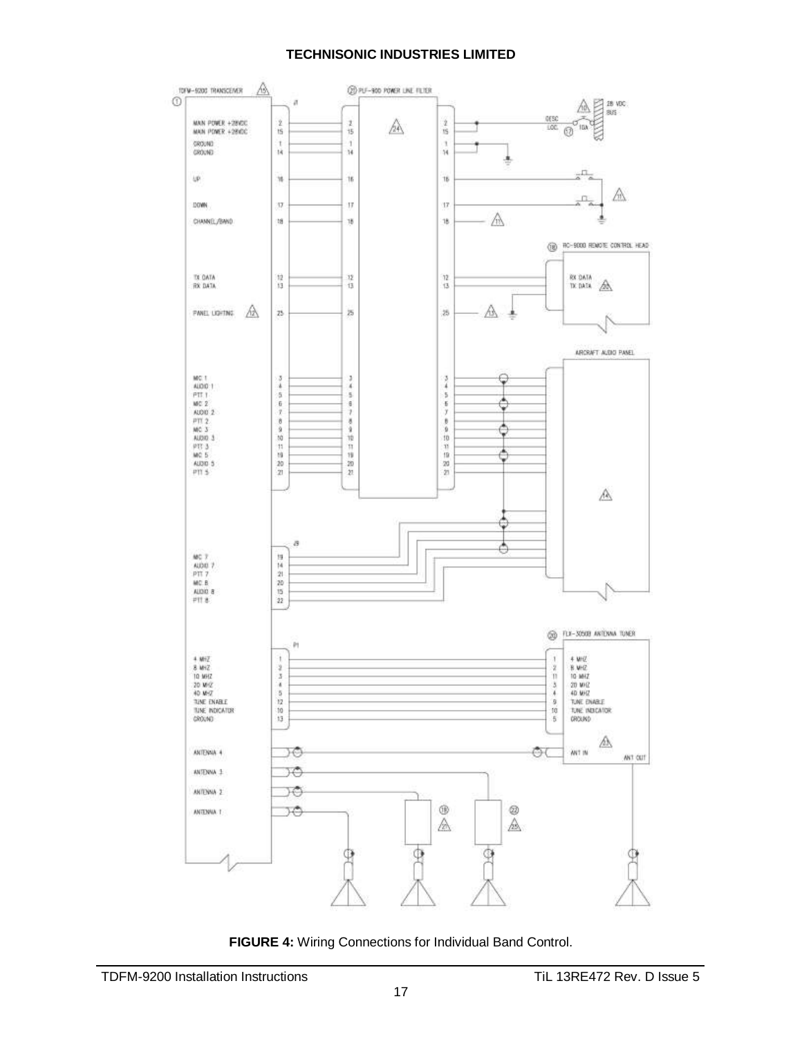TDFM-9200 TRANSCEIVER

MAIN POWER +28VDC
MAIN POWER +28VDC
GROUND
GROUND

UP

DOWN

CHANNEL/BAND

TX DATA
RX DATA

PANEL LIGHTING

MIC 1
AUDIO 1
PTT 1
MIC 2
AUDIO 2
PTT 2
MIC 3
AUDIO 3
PTT 3
MIC 5
AUDIO 5
PTT 5

MIC 7
AUDIO 7
PTT 7
MIC 8
AUDIO 8
PTT 8

4 MHZ
8 MHZ
10 MHZ
20 MHZ
40 MHZ
TUNE ENABLE
TUNE INDICATOR
GROUND

ANTENNA 4
ANTENNA 3
ANTENNA 2
ANTENNA 1

PLF-900 POWER LINE FILTER

28 VDC BUS

DESC LOC.

10A

RC-9000 REMOTE CONTROL HEAD

RX DATA
TX DATA

AIRCRAFT AUDIO PANEL

FLX-3050B ANTENNA TUNER

4 MHZ
8 MHZ
10 MHZ
20 MHZ
40 MHZ
TUNE ENABLE
TUNE INDICATOR
GROUND

ANT IN
ANT OUT

**FIGURE 4:** Wiring Connections for Individual Band Control.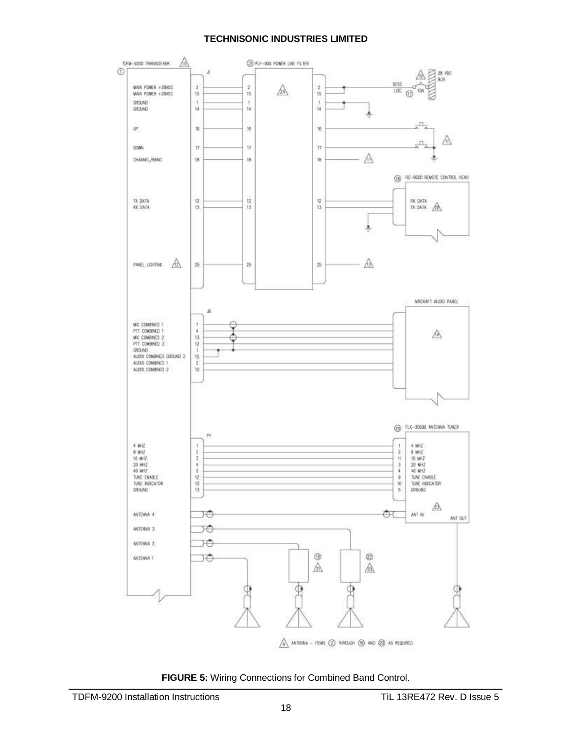**FIGURE 5:** Wiring Connections for Combined Band Control.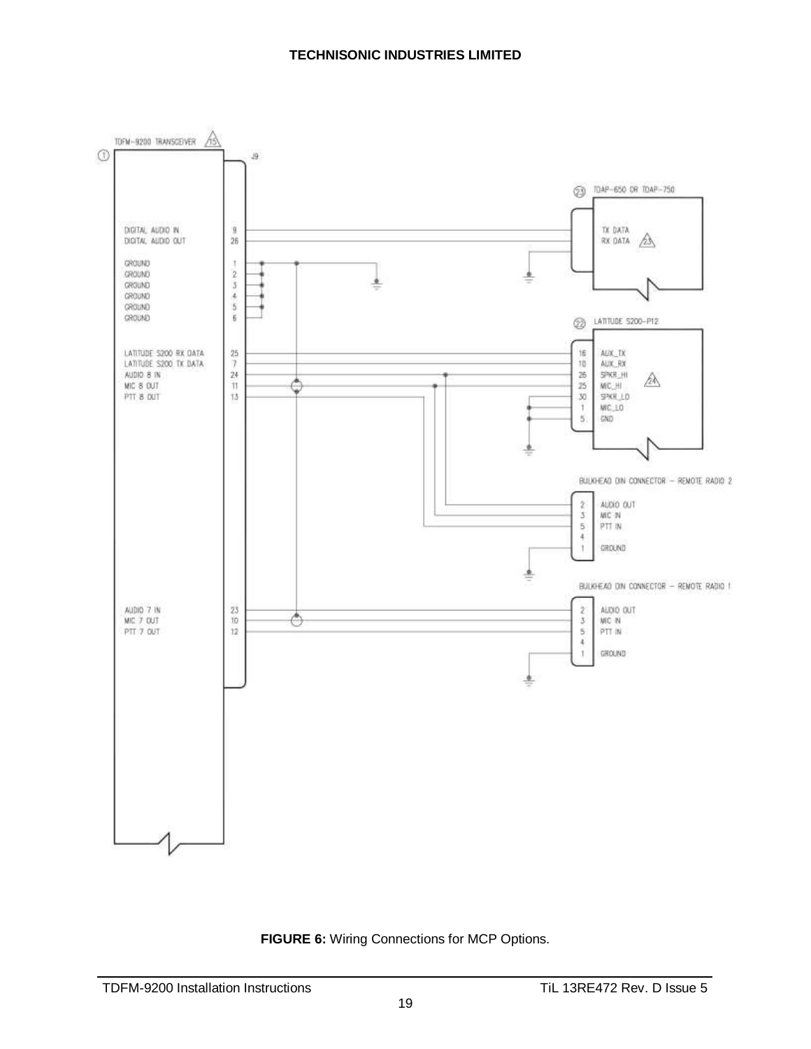**FIGURE 6:** Wiring Connections for MCP Options.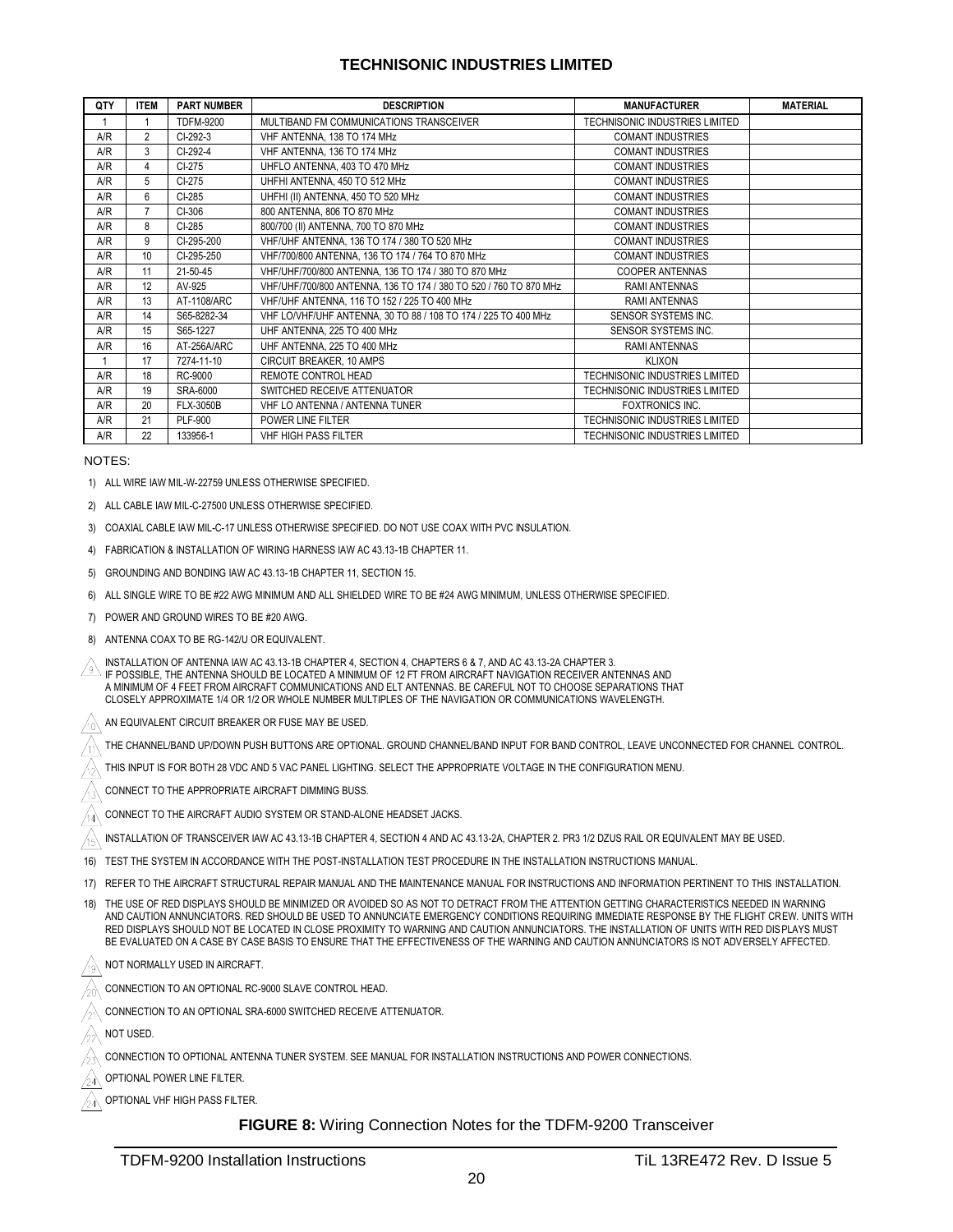## TECHNISONIC INDUSTRIES LIMITED

| QTY | ITEM | PART NUMBER | DESCRIPTION | MANUFACTURER | MATERIAL |
|---|---|---|---|---|---|
| 1 | 1 | TDFM-9200 | MULTIBAND FM COMMUNICATIONS TRANSCEIVER | TECHNISONIC INDUSTRIES LIMITED | |
| A/R | 2 | CI-292-3 | VHF ANTENNA, 138 TO 174 MHz | COMANT INDUSTRIES | |
| A/R | 3 | CI-292-4 | VHF ANTENNA, 136 TO 174 MHz | COMANT INDUSTRIES | |
| A/R | 4 | CI-275 | UHFLO ANTENNA, 403 TO 470 MHz | COMANT INDUSTRIES | |
| A/R | 5 | CI-275 | UHFHI ANTENNA, 450 TO 512 MHz | COMANT INDUSTRIES | |
| A/R | 6 | CI-285 | UHFHI (II) ANTENNA, 450 TO 520 MHz | COMANT INDUSTRIES | |
| A/R | 7 | CI-306 | 800 ANTENNA, 806 TO 870 MHz | COMANT INDUSTRIES | |
| A/R | 8 | CI-285 | 800/700 (II) ANTENNA, 700 TO 870 MHz | COMANT INDUSTRIES | |
| A/R | 9 | CI-295-200 | VHF/UHF ANTENNA, 136 TO 174 / 380 TO 520 MHz | COMANT INDUSTRIES | |
| A/R | 10 | CI-295-250 | VHF/700/800 ANTENNA, 136 TO 174 / 764 TO 870 MHz | COMANT INDUSTRIES | |
| A/R | 11 | 21-50-45 | VHF/UHF/700/800 ANTENNA, 136 TO 174 / 380 TO 870 MHz | COOPER ANTENNAS | |
| A/R | 12 | AV-925 | VHF/UHF/700/800 ANTENNA, 136 TO 174 / 380 TO 520 / 760 TO 870 MHz | RAMI ANTENNAS | |
| A/R | 13 | AT-1108/ARC | VHF/UHF ANTENNA, 116 TO 152 / 225 TO 400 MHz | RAMI ANTENNAS | |
| A/R | 14 | S65-8282-34 | VHF LO/VHF/UHF ANTENNA, 30 TO 88 / 108 TO 174 / 225 TO 400 MHz | SENSOR SYSTEMS INC. | |
| A/R | 15 | S65-1227 | UHF ANTENNA, 225 TO 400 MHz | SENSOR SYSTEMS INC. | |
| A/R | 16 | AT-256A/ARC | UHF ANTENNA, 225 TO 400 MHz | RAMI ANTENNAS | |
| 1 | 17 | 7274-11-10 | CIRCUIT BREAKER, 10 AMPS | KLIXON | |
| A/R | 18 | RC-9000 | REMOTE CONTROL HEAD | TECHNISONIC INDUSTRIES LIMITED | |
| A/R | 19 | SRA-6000 | SWITCHED RECEIVE ATTENUATOR | TECHNISONIC INDUSTRIES LIMITED | |
| A/R | 20 | FLX-3050B | VHF LO ANTENNA / ANTENNA TUNER | FOXTRONICS INC. | |
| A/R | 21 | PLF-900 | POWER LINE FILTER | TECHNISONIC INDUSTRIES LIMITED | |
| A/R | 22 | 133956-1 | VHF HIGH PASS FILTER | TECHNISONIC INDUSTRIES LIMITED | |

NOTES:

1) ALL WIRE IAW MIL-W-22759 UNLESS OTHERWISE SPECIFIED.

2) ALL CABLE IAW MIL-C-27500 UNLESS OTHERWISE SPECIFIED.

3) COAXIAL CABLE IAW MIL-C-17 UNLESS OTHERWISE SPECIFIED. DO NOT USE COAX WITH PVC INSULATION.

4) FABRICATION & INSTALLATION OF WIRING HARNESS IAW AC 43.13-1B CHAPTER 11.

5) GROUNDING AND BONDING IAW AC 43.13-1B CHAPTER 11, SECTION 15.

6) ALL SINGLE WIRE TO BE #22 AWG MINIMUM AND ALL SHIELDED WIRE TO BE #24 AWG MINIMUM, UNLESS OTHERWISE SPECIFIED.

7) POWER AND GROUND WIRES TO BE #20 AWG.

8) ANTENNA COAX TO BE RG-142/U OR EQUIVALENT.

9) INSTALLATION OF ANTENNA IAW AC 43.13-1B CHAPTER 4, SECTION 4, CHAPTERS 6 & 7, AND AC 43.13-2A CHAPTER 3. IF POSSIBLE, THE ANTENNA SHOULD BE LOCATED A MINIMUM OF 12 FT FROM AIRCRAFT NAVIGATION RECEIVER ANTENNAS AND A MINIMUM OF 4 FEET FROM AIRCRAFT COMMUNICATIONS AND ELT ANTENNAS. BE CAREFUL NOT TO CHOOSE SEPARATIONS THAT CLOSELY APPROXIMATE 1/4 OR 1/2 OR WHOLE NUMBER MULTIPLES OF THE NAVIGATION OR COMMUNICATIONS WAVELENGTH.

10) AN EQUIVALENT CIRCUIT BREAKER OR FUSE MAY BE USED.

11) THE CHANNEL/BAND UP/DOWN PUSH BUTTONS ARE OPTIONAL. GROUND CHANNEL/BAND INPUT FOR BAND CONTROL, LEAVE UNCONNECTED FOR CHANNEL CONTROL.

12) THIS INPUT IS FOR BOTH 28 VDC AND 5 VAC PANEL LIGHTING. SELECT THE APPROPRIATE VOLTAGE IN THE CONFIGURATION MENU.

13) CONNECT TO THE APPROPRIATE AIRCRAFT DIMMING BUSS.

14) CONNECT TO THE AIRCRAFT AUDIO SYSTEM OR STAND-ALONE HEADSET JACKS.

15) INSTALLATION OF TRANSCEIVER IAW AC 43.13-1B CHAPTER 4, SECTION 4 AND AC 43.13-2A, CHAPTER 2. PR3 1/2 DZUS RAIL OR EQUIVALENT MAY BE USED.

16) TEST THE SYSTEM IN ACCORDANCE WITH THE POST-INSTALLATION TEST PROCEDURE IN THE INSTALLATION INSTRUCTIONS MANUAL.

17) REFER TO THE AIRCRAFT STRUCTURAL REPAIR MANUAL AND THE MAINTENANCE MANUAL FOR INSTRUCTIONS AND INFORMATION PERTINENT TO THIS INSTALLATION.

18) THE USE OF RED DISPLAYS SHOULD BE MINIMIZED OR AVOIDED SO AS NOT TO DETRACT FROM THE ATTENTION GETTING CHARACTERISTICS NEEDED IN WARNING AND CAUTION ANNUNCIATORS. RED SHOULD BE USED TO ANNUNCIATE EMERGENCY CONDITIONS REQUIRING IMMEDIATE RESPONSE BY THE FLIGHT CREW. UNITS WITH RED DISPLAYS SHOULD NOT BE LOCATED IN CLOSE PROXIMITY TO WARNING AND CAUTION ANNUNCIATORS. THE INSTALLATION OF UNITS WITH RED DISPLAYS MUST BE EVALUATED ON A CASE BY CASE BASIS TO ENSURE THAT THE EFFECTIVENESS OF THE WARNING AND CAUTION ANNUNCIATORS IS NOT ADVERSELY AFFECTED.

19) NOT NORMALLY USED IN AIRCRAFT.

20) CONNECTION TO AN OPTIONAL RC-9000 SLAVE CONTROL HEAD.

21) CONNECTION TO AN OPTIONAL SRA-6000 SWITCHED RECEIVE ATTENUATOR.

22) NOT USED.

23) CONNECTION TO OPTIONAL ANTENNA TUNER SYSTEM. SEE MANUAL FOR INSTALLATION INSTRUCTIONS AND POWER CONNECTIONS.

24) OPTIONAL POWER LINE FILTER.

24) OPTIONAL VHF HIGH PASS FILTER.

**FIGURE 8:** Wiring Connection Notes for the TDFM-9200 Transceiver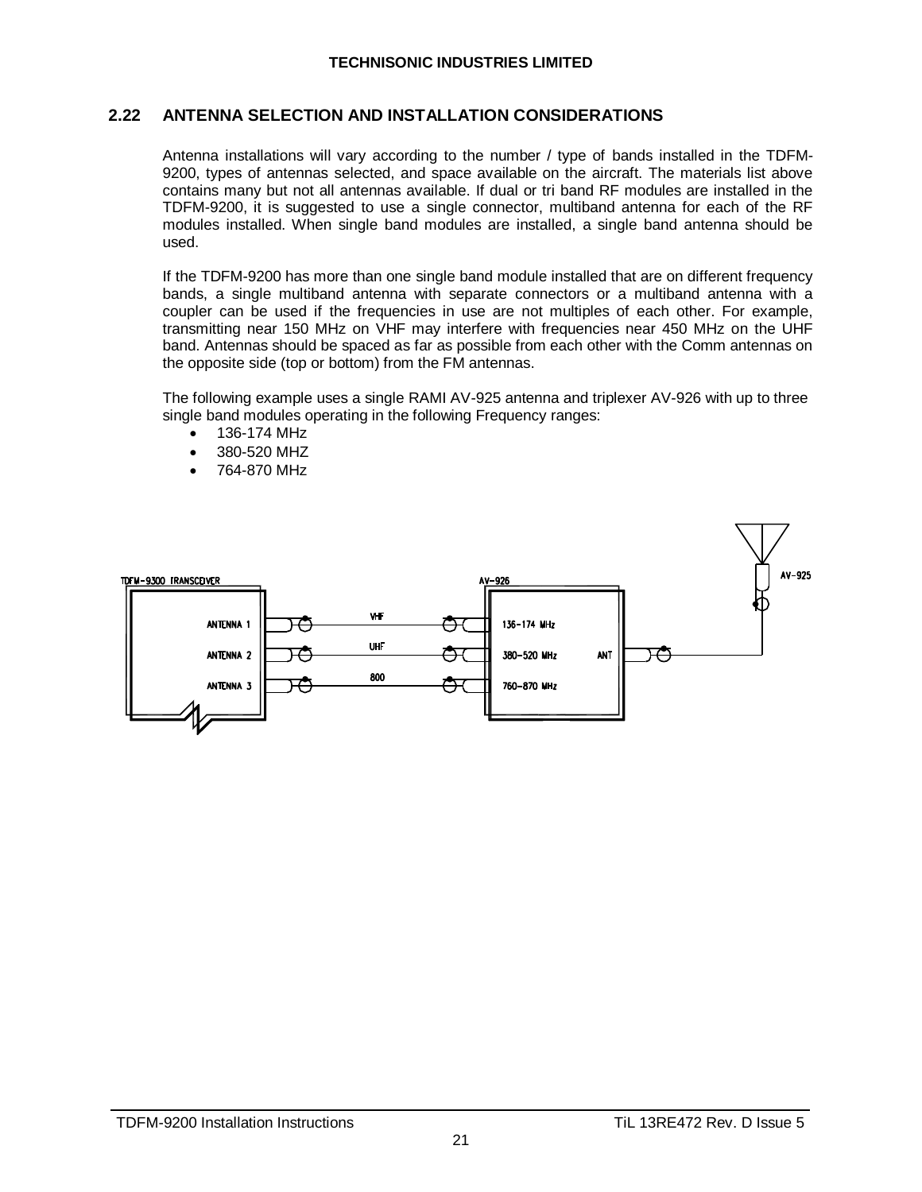## 2.22 ANTENNA SELECTION AND INSTALLATION CONSIDERATIONS

Antenna installations will vary according to the number / type of bands installed in the TDFM-9200, types of antennas selected, and space available on the aircraft. The materials list above contains many but not all antennas available. If dual or tri band RF modules are installed in the TDFM-9200, it is suggested to use a single connector, multiband antenna for each of the RF modules installed. When single band modules are installed, a single band antenna should be used.

If the TDFM-9200 has more than one single band module installed that are on different frequency bands, a single multiband antenna with separate connectors or a multiband antenna with a coupler can be used if the frequencies in use are not multiples of each other. For example, transmitting near 150 MHz on VHF may interfere with frequencies near 450 MHz on the UHF band. Antennas should be spaced as far as possible from each other with the Comm antennas on the opposite side (top or bottom) from the FM antennas.

The following example uses a single RAMI AV-925 antenna and triplexer AV-926 with up to three single band modules operating in the following Frequency ranges:

- 136-174 MHz
- 380-520 MHZ
- 764-870 MHz

TDFM-9300 TRANSCEIVER — AV-926 — AV-925

| TDFM-9300 Transceiver | Cable | AV-926 Input |
| --- | --- | --- |
| ANTENNA 1 | VHF | 136-174 MHz |
| ANTENNA 2 | UHF | 380-520 MHz |
| ANTENNA 3 | 800 | 760-870 MHz |

AV-926 ANT → AV-925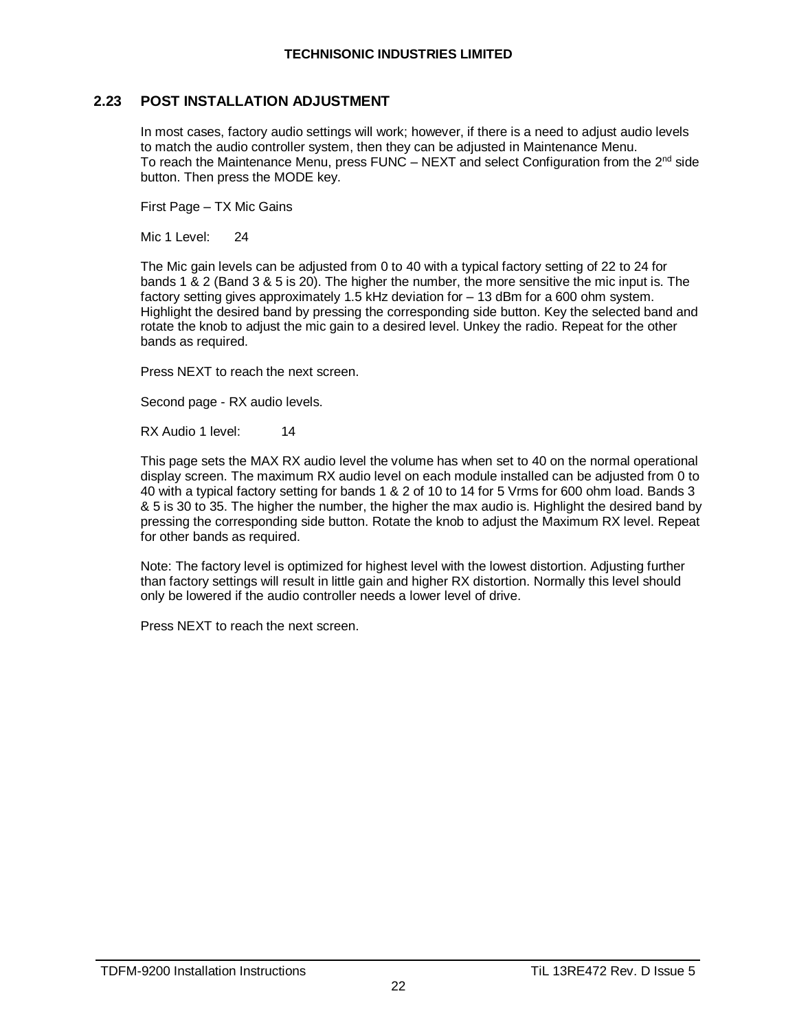## 2.23 POST INSTALLATION ADJUSTMENT

In most cases, factory audio settings will work; however, if there is a need to adjust audio levels to match the audio controller system, then they can be adjusted in Maintenance Menu. To reach the Maintenance Menu, press FUNC – NEXT and select Configuration from the 2nd side button. Then press the MODE key.

First Page – TX Mic Gains

Mic 1 Level: 24

The Mic gain levels can be adjusted from 0 to 40 with a typical factory setting of 22 to 24 for bands 1 & 2 (Band 3 & 5 is 20). The higher the number, the more sensitive the mic input is. The factory setting gives approximately 1.5 kHz deviation for – 13 dBm for a 600 ohm system. Highlight the desired band by pressing the corresponding side button. Key the selected band and rotate the knob to adjust the mic gain to a desired level. Unkey the radio. Repeat for the other bands as required.

Press NEXT to reach the next screen.

Second page - RX audio levels.

RX Audio 1 level: 14

This page sets the MAX RX audio level the volume has when set to 40 on the normal operational display screen. The maximum RX audio level on each module installed can be adjusted from 0 to 40 with a typical factory setting for bands 1 & 2 of 10 to 14 for 5 Vrms for 600 ohm load. Bands 3 & 5 is 30 to 35. The higher the number, the higher the max audio is. Highlight the desired band by pressing the corresponding side button. Rotate the knob to adjust the Maximum RX level. Repeat for other bands as required.

Note: The factory level is optimized for highest level with the lowest distortion. Adjusting further than factory settings will result in little gain and higher RX distortion. Normally this level should only be lowered if the audio controller needs a lower level of drive.

Press NEXT to reach the next screen.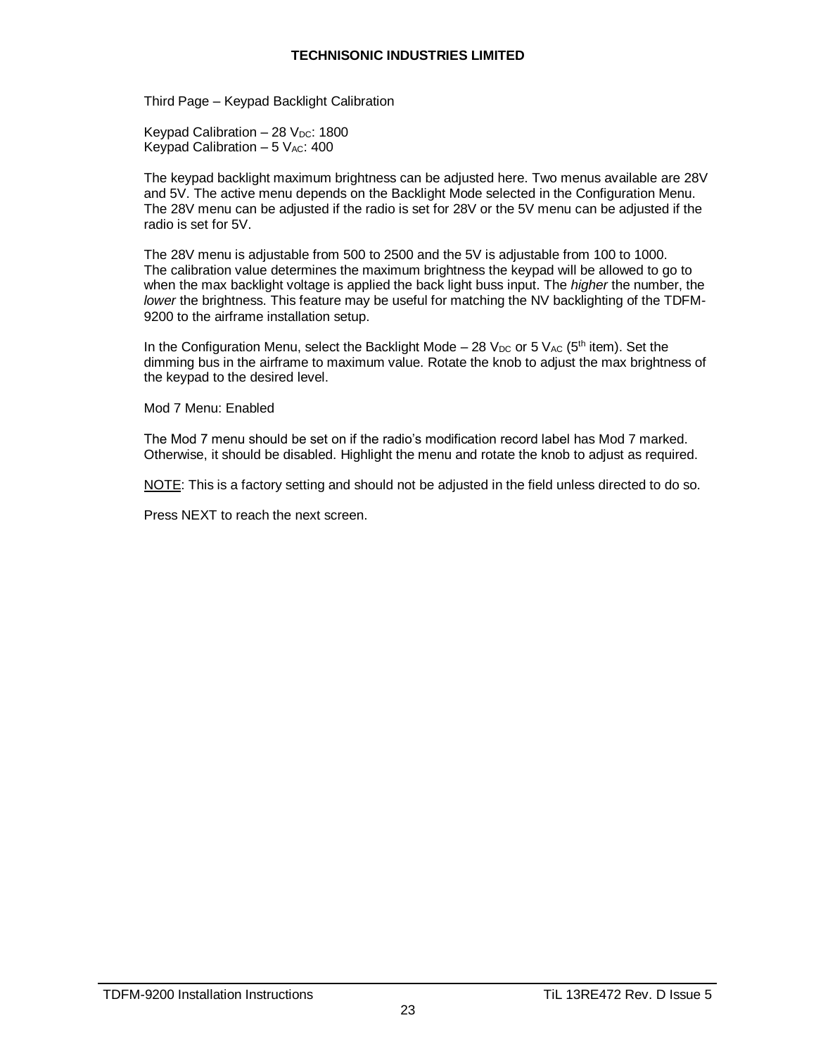Third Page – Keypad Backlight Calibration

Keypad Calibration – 28 $V_{DC}$: 1800
Keypad Calibration – 5 $V_{AC}$: 400

The keypad backlight maximum brightness can be adjusted here. Two menus available are 28V and 5V. The active menu depends on the Backlight Mode selected in the Configuration Menu. The 28V menu can be adjusted if the radio is set for 28V or the 5V menu can be adjusted if the radio is set for 5V.

The 28V menu is adjustable from 500 to 2500 and the 5V is adjustable from 100 to 1000. The calibration value determines the maximum brightness the keypad will be allowed to go to when the max backlight voltage is applied the back light buss input. The *higher* the number, the *lower* the brightness. This feature may be useful for matching the NV backlighting of the TDFM-9200 to the airframe installation setup.

In the Configuration Menu, select the Backlight Mode – 28 $V_{DC}$ or 5 $V_{AC}$ (5th item). Set the dimming bus in the airframe to maximum value. Rotate the knob to adjust the max brightness of the keypad to the desired level.

Mod 7 Menu: Enabled

The Mod 7 menu should be set on if the radio's modification record label has Mod 7 marked. Otherwise, it should be disabled. Highlight the menu and rotate the knob to adjust as required.

NOTE: This is a factory setting and should not be adjusted in the field unless directed to do so.

Press NEXT to reach the next screen.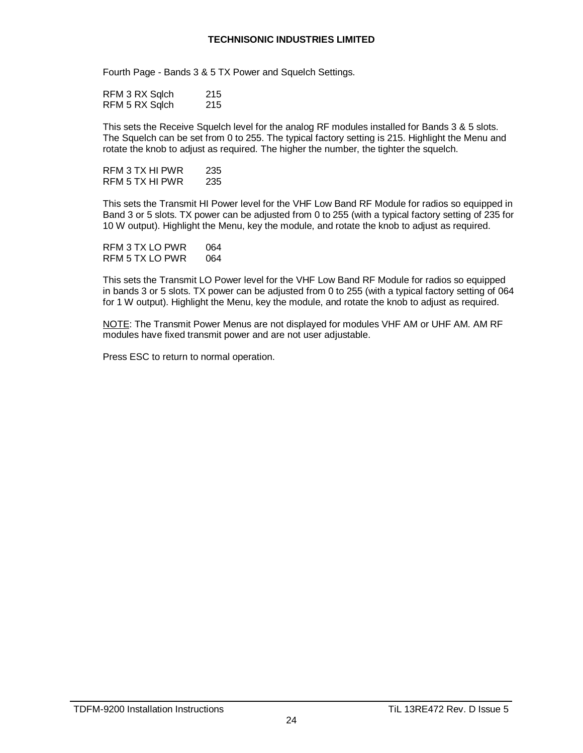Fourth Page - Bands 3 & 5 TX Power and Squelch Settings.

RFM 3 RX Sqlch 215
RFM 5 RX Sqlch 215

This sets the Receive Squelch level for the analog RF modules installed for Bands 3 & 5 slots. The Squelch can be set from 0 to 255. The typical factory setting is 215. Highlight the Menu and rotate the knob to adjust as required. The higher the number, the tighter the squelch.

RFM 3 TX HI PWR 235
RFM 5 TX HI PWR 235

This sets the Transmit HI Power level for the VHF Low Band RF Module for radios so equipped in Band 3 or 5 slots. TX power can be adjusted from 0 to 255 (with a typical factory setting of 235 for 10 W output). Highlight the Menu, key the module, and rotate the knob to adjust as required.

RFM 3 TX LO PWR 064
RFM 5 TX LO PWR 064

This sets the Transmit LO Power level for the VHF Low Band RF Module for radios so equipped in bands 3 or 5 slots. TX power can be adjusted from 0 to 255 (with a typical factory setting of 064 for 1 W output). Highlight the Menu, key the module, and rotate the knob to adjust as required.

NOTE: The Transmit Power Menus are not displayed for modules VHF AM or UHF AM. AM RF modules have fixed transmit power and are not user adjustable.

Press ESC to return to normal operation.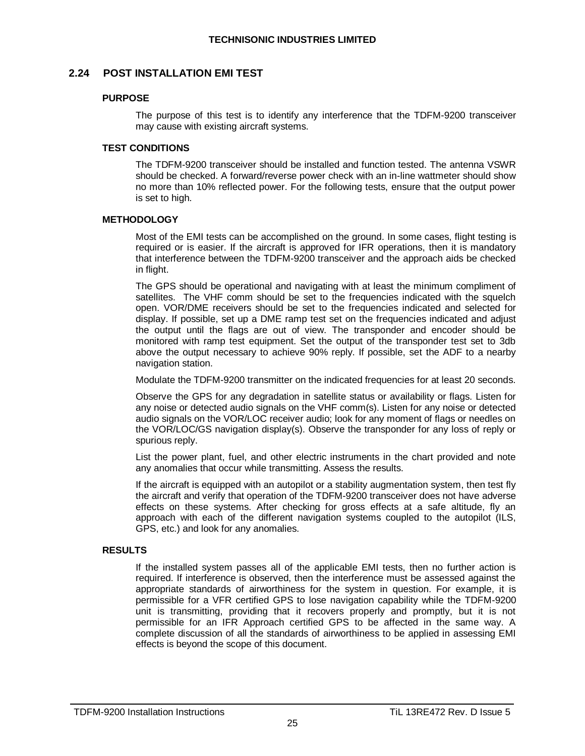## 2.24 POST INSTALLATION EMI TEST

### PURPOSE

The purpose of this test is to identify any interference that the TDFM-9200 transceiver may cause with existing aircraft systems.

### TEST CONDITIONS

The TDFM-9200 transceiver should be installed and function tested. The antenna VSWR should be checked. A forward/reverse power check with an in-line wattmeter should show no more than 10% reflected power. For the following tests, ensure that the output power is set to high.

### METHODOLOGY

Most of the EMI tests can be accomplished on the ground. In some cases, flight testing is required or is easier. If the aircraft is approved for IFR operations, then it is mandatory that interference between the TDFM-9200 transceiver and the approach aids be checked in flight.

The GPS should be operational and navigating with at least the minimum compliment of satellites. The VHF comm should be set to the frequencies indicated with the squelch open. VOR/DME receivers should be set to the frequencies indicated and selected for display. If possible, set up a DME ramp test set on the frequencies indicated and adjust the output until the flags are out of view. The transponder and encoder should be monitored with ramp test equipment. Set the output of the transponder test set to 3db above the output necessary to achieve 90% reply. If possible, set the ADF to a nearby navigation station.

Modulate the TDFM-9200 transmitter on the indicated frequencies for at least 20 seconds.

Observe the GPS for any degradation in satellite status or availability or flags. Listen for any noise or detected audio signals on the VHF comm(s). Listen for any noise or detected audio signals on the VOR/LOC receiver audio; look for any moment of flags or needles on the VOR/LOC/GS navigation display(s). Observe the transponder for any loss of reply or spurious reply.

List the power plant, fuel, and other electric instruments in the chart provided and note any anomalies that occur while transmitting. Assess the results.

If the aircraft is equipped with an autopilot or a stability augmentation system, then test fly the aircraft and verify that operation of the TDFM-9200 transceiver does not have adverse effects on these systems. After checking for gross effects at a safe altitude, fly an approach with each of the different navigation systems coupled to the autopilot (ILS, GPS, etc.) and look for any anomalies.

### RESULTS

If the installed system passes all of the applicable EMI tests, then no further action is required. If interference is observed, then the interference must be assessed against the appropriate standards of airworthiness for the system in question. For example, it is permissible for a VFR certified GPS to lose navigation capability while the TDFM-9200 unit is transmitting, providing that it recovers properly and promptly, but it is not permissible for an IFR Approach certified GPS to be affected in the same way. A complete discussion of all the standards of airworthiness to be applied in assessing EMI effects is beyond the scope of this document.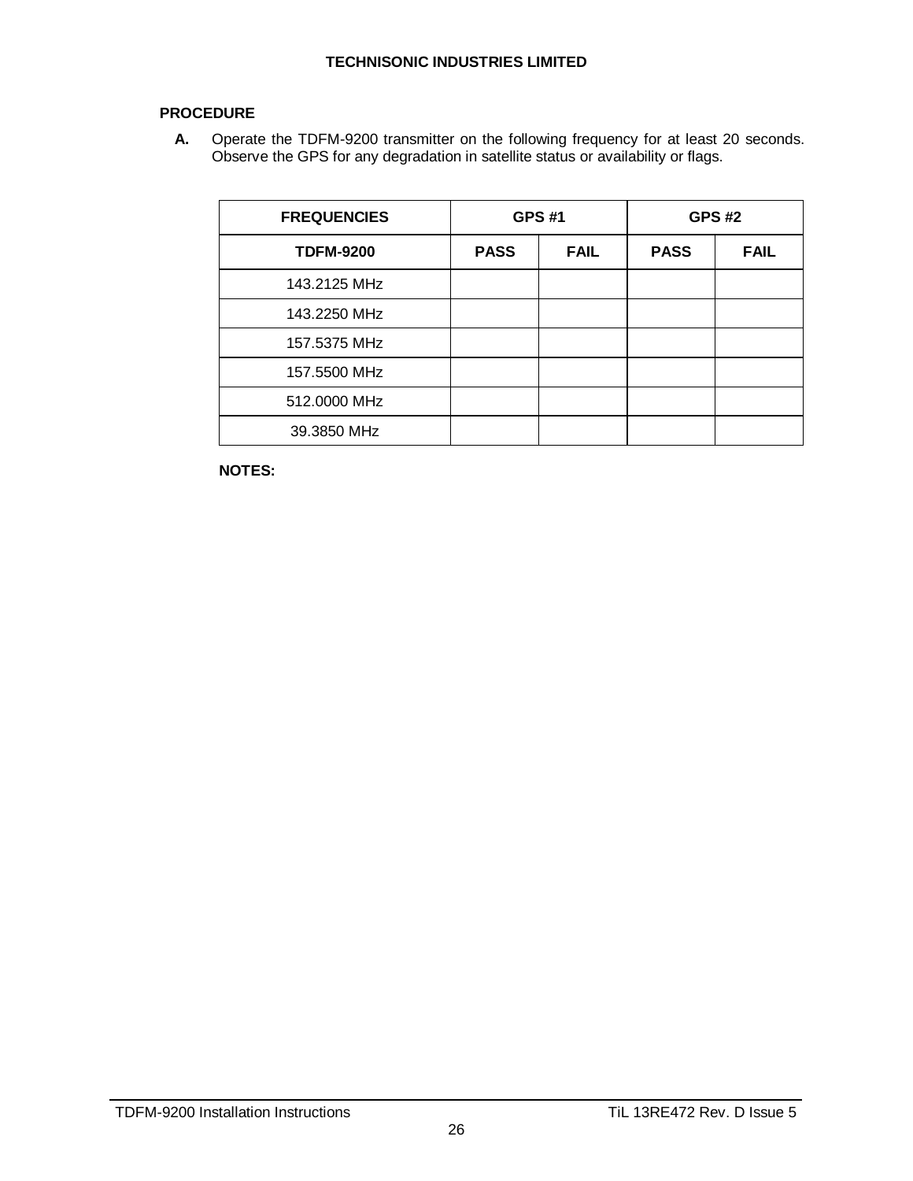**PROCEDURE**

**A.** Operate the TDFM-9200 transmitter on the following frequency for at least 20 seconds. Observe the GPS for any degradation in satellite status or availability or flags.

| FREQUENCIES | GPS #1 | | GPS #2 | |
|---|---|---|---|---|
| **TDFM-9200** | **PASS** | **FAIL** | **PASS** | **FAIL** |
| 143.2125 MHz | | | | |
| 143.2250 MHz | | | | |
| 157.5375 MHz | | | | |
| 157.5500 MHz | | | | |
| 512.0000 MHz | | | | |
| 39.3850 MHz | | | | |

**NOTES:**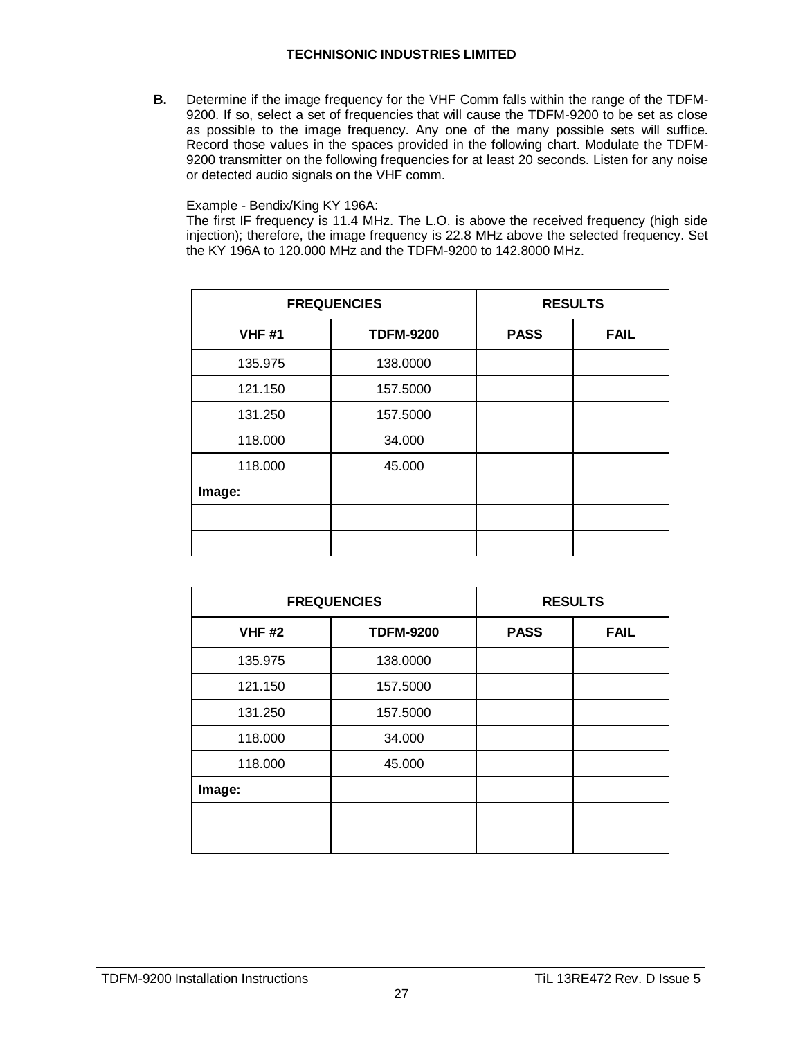**B.** Determine if the image frequency for the VHF Comm falls within the range of the TDFM-9200. If so, select a set of frequencies that will cause the TDFM-9200 to be set as close as possible to the image frequency. Any one of the many possible sets will suffice. Record those values in the spaces provided in the following chart. Modulate the TDFM-9200 transmitter on the following frequencies for at least 20 seconds. Listen for any noise or detected audio signals on the VHF comm.

Example - Bendix/King KY 196A:
The first IF frequency is 11.4 MHz. The L.O. is above the received frequency (high side injection); therefore, the image frequency is 22.8 MHz above the selected frequency. Set the KY 196A to 120.000 MHz and the TDFM-9200 to 142.8000 MHz.

| **FREQUENCIES** | | **RESULTS** | |
|---|---|---|---|
| **VHF #1** | **TDFM-9200** | **PASS** | **FAIL** |
| 135.975 | 138.0000 | | |
| 121.150 | 157.5000 | | |
| 131.250 | 157.5000 | | |
| 118.000 | 34.000 | | |
| 118.000 | 45.000 | | |
| **Image:** | | | |
| | | | |
| | | | |

| **FREQUENCIES** | | **RESULTS** | |
|---|---|---|---|
| **VHF #2** | **TDFM-9200** | **PASS** | **FAIL** |
| 135.975 | 138.0000 | | |
| 121.150 | 157.5000 | | |
| 131.250 | 157.5000 | | |
| 118.000 | 34.000 | | |
| 118.000 | 45.000 | | |
| **Image:** | | | |
| | | | |
| | | | |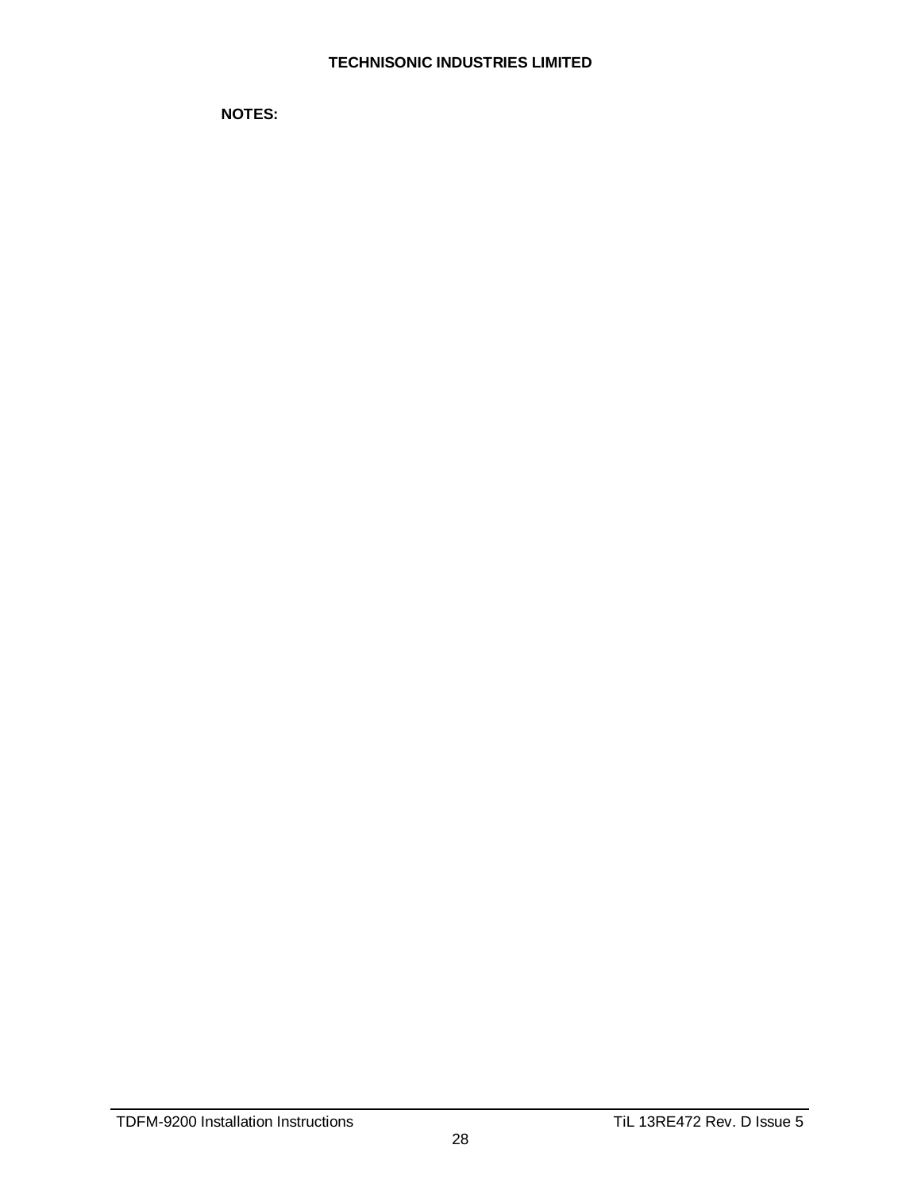**NOTES:**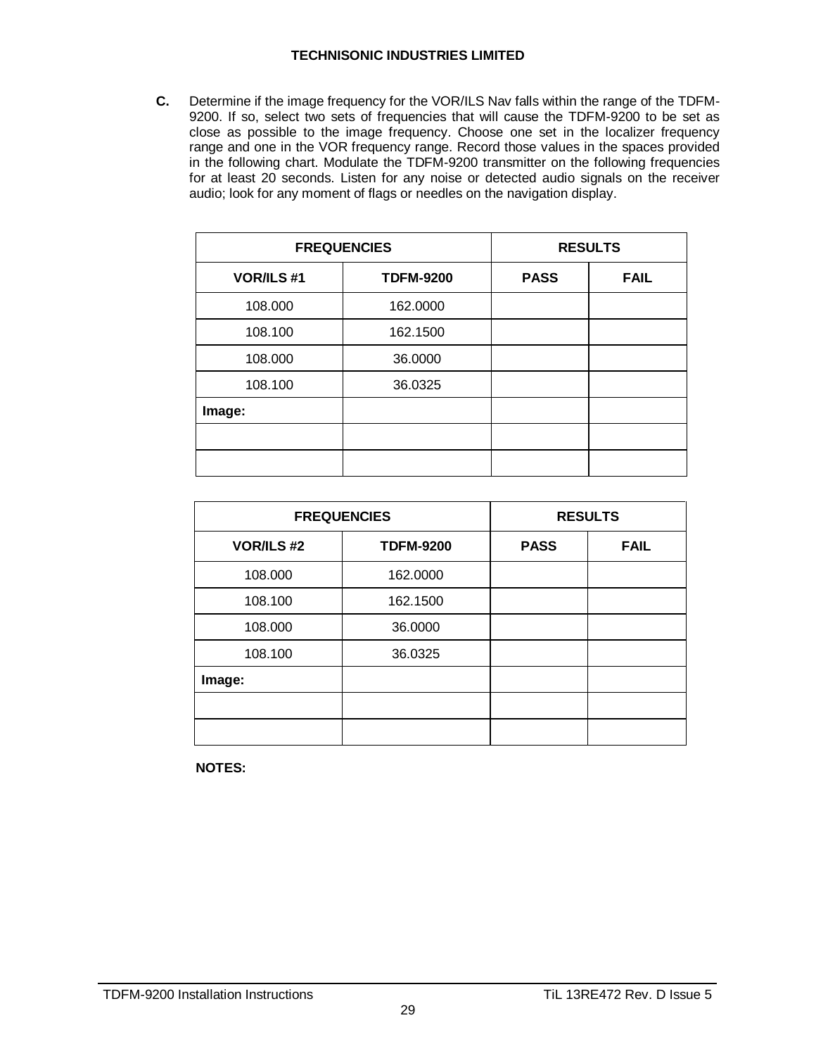**C.** Determine if the image frequency for the VOR/ILS Nav falls within the range of the TDFM-9200. If so, select two sets of frequencies that will cause the TDFM-9200 to be set as close as possible to the image frequency. Choose one set in the localizer frequency range and one in the VOR frequency range. Record those values in the spaces provided in the following chart. Modulate the TDFM-9200 transmitter on the following frequencies for at least 20 seconds. Listen for any noise or detected audio signals on the receiver audio; look for any moment of flags or needles on the navigation display.

| FREQUENCIES | | RESULTS | |
|---|---|---|---|
| **VOR/ILS #1** | **TDFM-9200** | **PASS** | **FAIL** |
| 108.000 | 162.0000 | | |
| 108.100 | 162.1500 | | |
| 108.000 | 36.0000 | | |
| 108.100 | 36.0325 | | |
| **Image:** | | | |
| | | | |
| | | | |

| FREQUENCIES | | RESULTS | |
|---|---|---|---|
| **VOR/ILS #2** | **TDFM-9200** | **PASS** | **FAIL** |
| 108.000 | 162.0000 | | |
| 108.100 | 162.1500 | | |
| 108.000 | 36.0000 | | |
| 108.100 | 36.0325 | | |
| **Image:** | | | |
| | | | |
| | | | |

**NOTES:**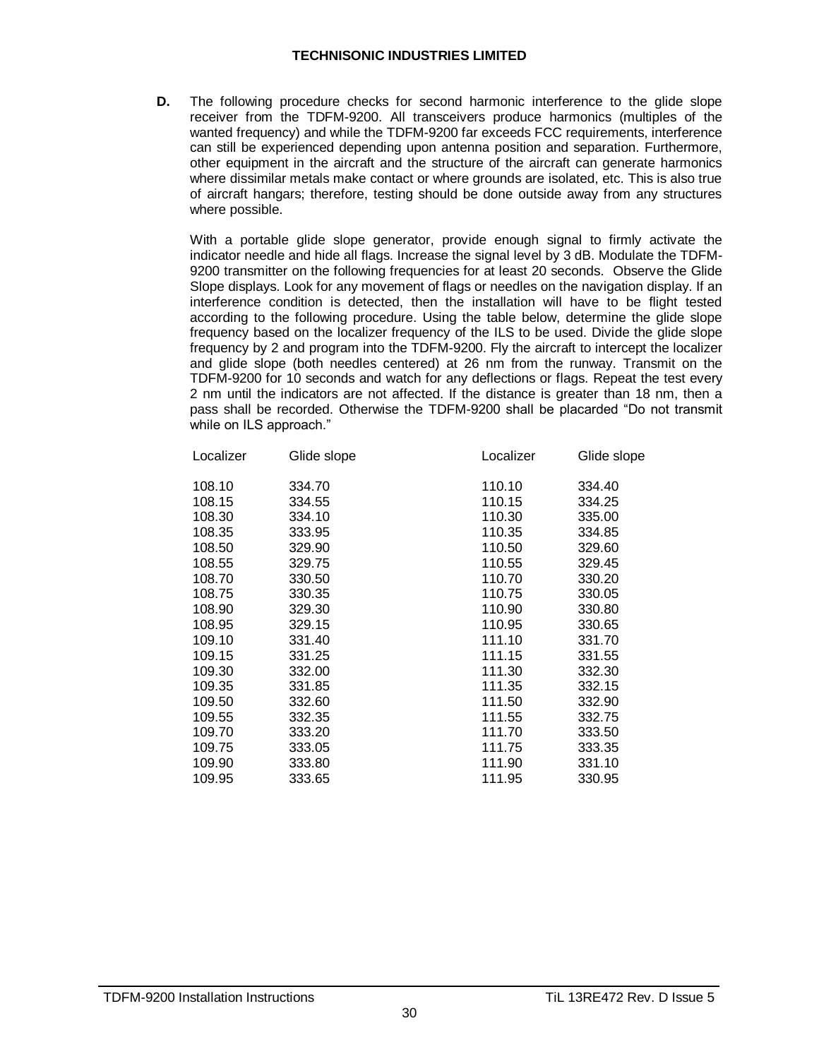**D.** The following procedure checks for second harmonic interference to the glide slope receiver from the TDFM-9200. All transceivers produce harmonics (multiples of the wanted frequency) and while the TDFM-9200 far exceeds FCC requirements, interference can still be experienced depending upon antenna position and separation. Furthermore, other equipment in the aircraft and the structure of the aircraft can generate harmonics where dissimilar metals make contact or where grounds are isolated, etc. This is also true of aircraft hangars; therefore, testing should be done outside away from any structures where possible.

With a portable glide slope generator, provide enough signal to firmly activate the indicator needle and hide all flags. Increase the signal level by 3 dB. Modulate the TDFM-9200 transmitter on the following frequencies for at least 20 seconds. Observe the Glide Slope displays. Look for any movement of flags or needles on the navigation display. If an interference condition is detected, then the installation will have to be flight tested according to the following procedure. Using the table below, determine the glide slope frequency based on the localizer frequency of the ILS to be used. Divide the glide slope frequency by 2 and program into the TDFM-9200. Fly the aircraft to intercept the localizer and glide slope (both needles centered) at 26 nm from the runway. Transmit on the TDFM-9200 for 10 seconds and watch for any deflections or flags. Repeat the test every 2 nm until the indicators are not affected. If the distance is greater than 18 nm, then a pass shall be recorded. Otherwise the TDFM-9200 shall be placarded "Do not transmit while on ILS approach."

| Localizer | Glide slope | Localizer | Glide slope |
|---|---|---|---|
| 108.10 | 334.70 | 110.10 | 334.40 |
| 108.15 | 334.55 | 110.15 | 334.25 |
| 108.30 | 334.10 | 110.30 | 335.00 |
| 108.35 | 333.95 | 110.35 | 334.85 |
| 108.50 | 329.90 | 110.50 | 329.60 |
| 108.55 | 329.75 | 110.55 | 329.45 |
| 108.70 | 330.50 | 110.70 | 330.20 |
| 108.75 | 330.35 | 110.75 | 330.05 |
| 108.90 | 329.30 | 110.90 | 330.80 |
| 108.95 | 329.15 | 110.95 | 330.65 |
| 109.10 | 331.40 | 111.10 | 331.70 |
| 109.15 | 331.25 | 111.15 | 331.55 |
| 109.30 | 332.00 | 111.30 | 332.30 |
| 109.35 | 331.85 | 111.35 | 332.15 |
| 109.50 | 332.60 | 111.50 | 332.90 |
| 109.55 | 332.35 | 111.55 | 332.75 |
| 109.70 | 333.20 | 111.70 | 333.50 |
| 109.75 | 333.05 | 111.75 | 333.35 |
| 109.90 | 333.80 | 111.90 | 331.10 |
| 109.95 | 333.65 | 111.95 | 330.95 |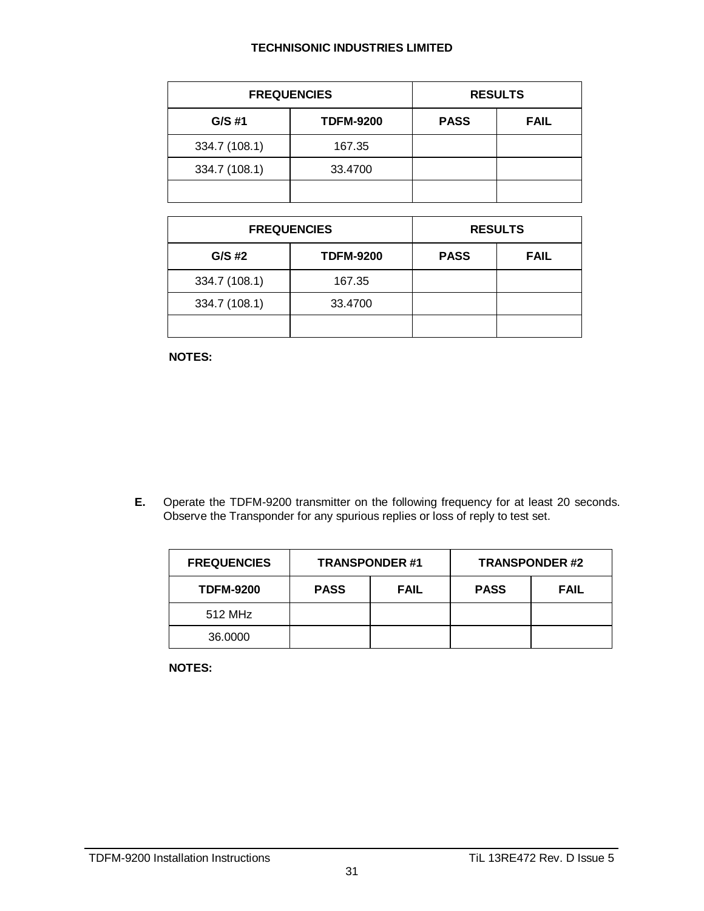| FREQUENCIES | | RESULTS | |
|---|---|---|---|
| **G/S #1** | **TDFM-9200** | **PASS** | **FAIL** |
| 334.7 (108.1) | 167.35 | | |
| 334.7 (108.1) | 33.4700 | | |
| | | | |

| FREQUENCIES | | RESULTS | |
|---|---|---|---|
| **G/S #2** | **TDFM-9200** | **PASS** | **FAIL** |
| 334.7 (108.1) | 167.35 | | |
| 334.7 (108.1) | 33.4700 | | |
| | | | |

**NOTES:**

**E.** Operate the TDFM-9200 transmitter on the following frequency for at least 20 seconds. Observe the Transponder for any spurious replies or loss of reply to test set.

| FREQUENCIES | TRANSPONDER #1 | | TRANSPONDER #2 | |
|---|---|---|---|---|
| **TDFM-9200** | **PASS** | **FAIL** | **PASS** | **FAIL** |
| 512 MHz | | | | |
| 36.0000 | | | | |

**NOTES:**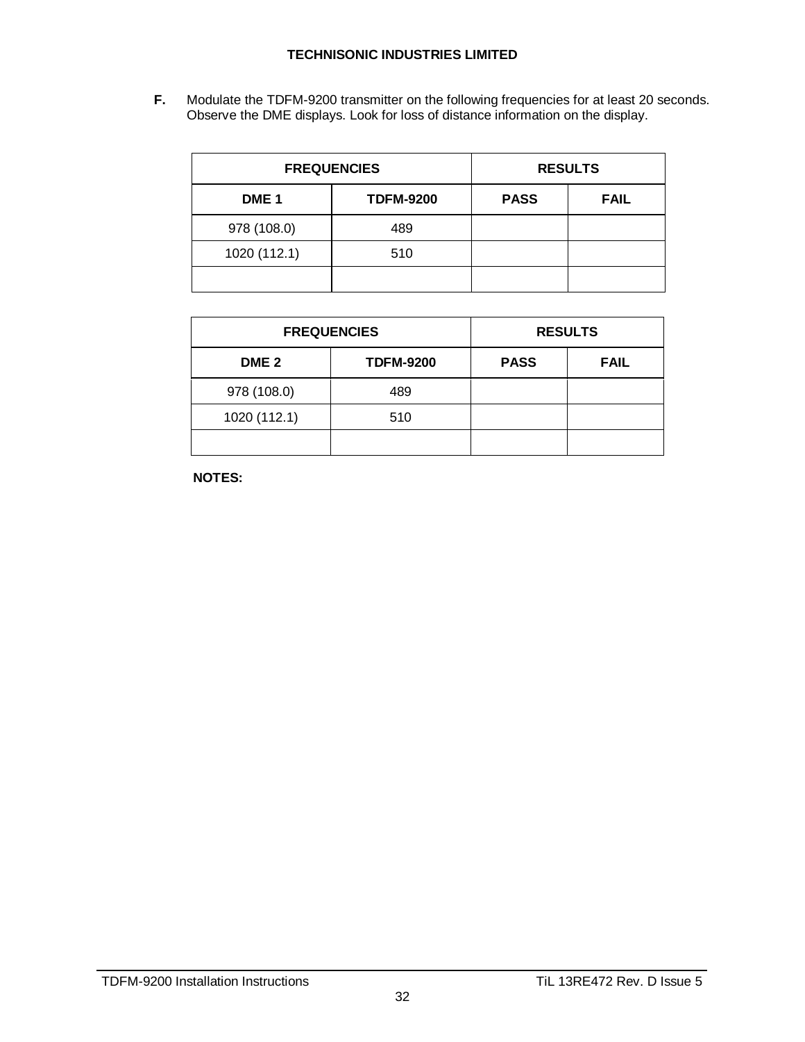**F.** Modulate the TDFM-9200 transmitter on the following frequencies for at least 20 seconds. Observe the DME displays. Look for loss of distance information on the display.

| FREQUENCIES | | RESULTS | |
|---|---|---|---|
| **DME 1** | **TDFM-9200** | **PASS** | **FAIL** |
| 978 (108.0) | 489 | | |
| 1020 (112.1) | 510 | | |
| | | | |

| FREQUENCIES | | RESULTS | |
|---|---|---|---|
| **DME 2** | **TDFM-9200** | **PASS** | **FAIL** |
| 978 (108.0) | 489 | | |
| 1020 (112.1) | 510 | | |
| | | | |

**NOTES:**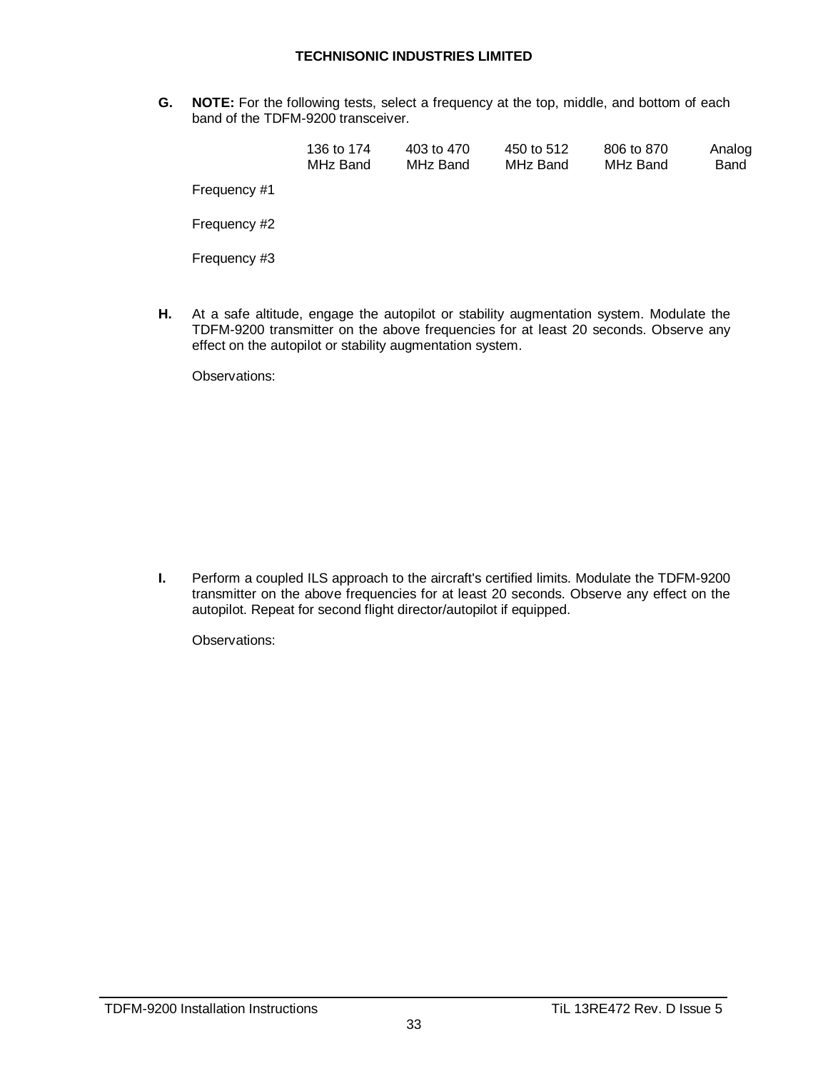**G.** **NOTE:** For the following tests, select a frequency at the top, middle, and bottom of each band of the TDFM-9200 transceiver.

| | 136 to 174 MHz Band | 403 to 470 MHz Band | 450 to 512 MHz Band | 806 to 870 MHz Band | Analog Band |
|---|---|---|---|---|---|
| Frequency #1 | | | | | |
| Frequency #2 | | | | | |
| Frequency #3 | | | | | |

**H.** At a safe altitude, engage the autopilot or stability augmentation system. Modulate the TDFM-9200 transmitter on the above frequencies for at least 20 seconds. Observe any effect on the autopilot or stability augmentation system.

Observations:

**I.** Perform a coupled ILS approach to the aircraft's certified limits. Modulate the TDFM-9200 transmitter on the above frequencies for at least 20 seconds. Observe any effect on the autopilot. Repeat for second flight director/autopilot if equipped.

Observations: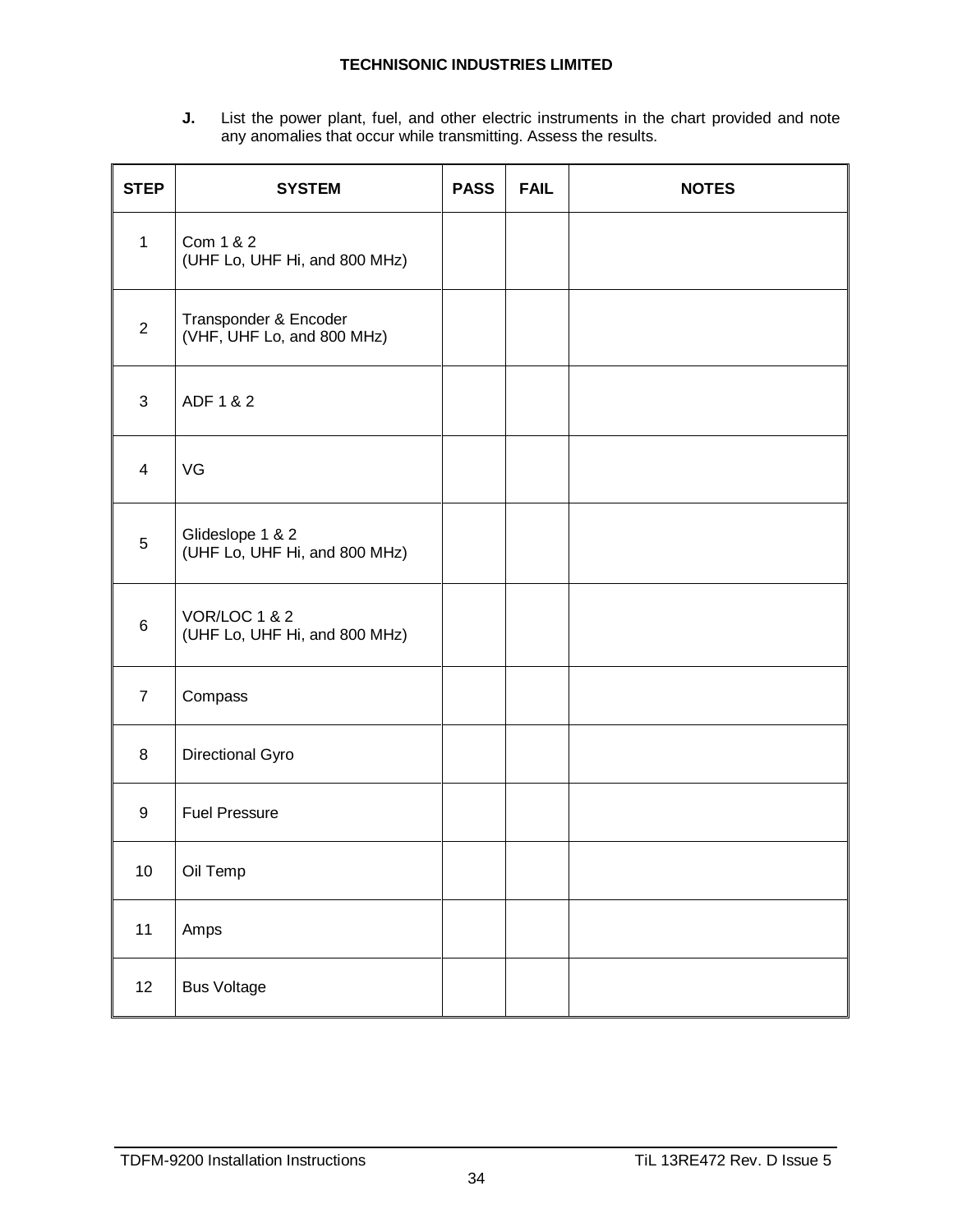**J.** List the power plant, fuel, and other electric instruments in the chart provided and note any anomalies that occur while transmitting. Assess the results.

| STEP | SYSTEM | PASS | FAIL | NOTES |
|---|---|---|---|---|
| 1 | Com 1 & 2<br>(UHF Lo, UHF Hi, and 800 MHz) | | | |
| 2 | Transponder & Encoder<br>(VHF, UHF Lo, and 800 MHz) | | | |
| 3 | ADF 1 & 2 | | | |
| 4 | VG | | | |
| 5 | Glideslope 1 & 2<br>(UHF Lo, UHF Hi, and 800 MHz) | | | |
| 6 | VOR/LOC 1 & 2<br>(UHF Lo, UHF Hi, and 800 MHz) | | | |
| 7 | Compass | | | |
| 8 | Directional Gyro | | | |
| 9 | Fuel Pressure | | | |
| 10 | Oil Temp | | | |
| 11 | Amps | | | |
| 12 | Bus Voltage | | | |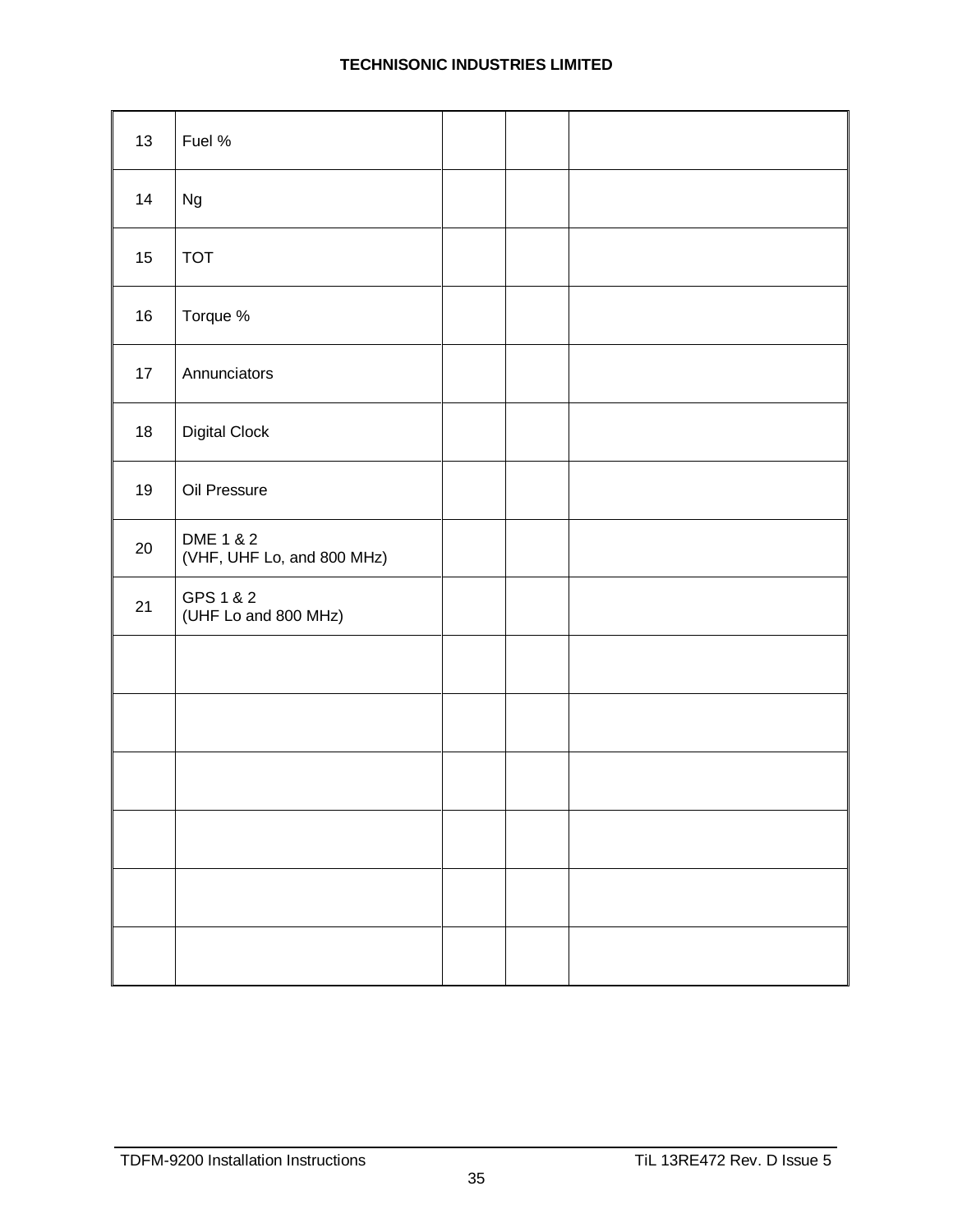| | | | | |
|---|---|---|---|---|
| 13 | Fuel % | | | |
| 14 | Ng | | | |
| 15 | TOT | | | |
| 16 | Torque % | | | |
| 17 | Annunciators | | | |
| 18 | Digital Clock | | | |
| 19 | Oil Pressure | | | |
| 20 | DME 1 & 2<br>(VHF, UHF Lo, and 800 MHz) | | | |
| 21 | GPS 1 & 2<br>(UHF Lo and 800 MHz) | | | |
| | | | | |
| | | | | |
| | | | | |
| | | | | |
| | | | | |
| | | | | |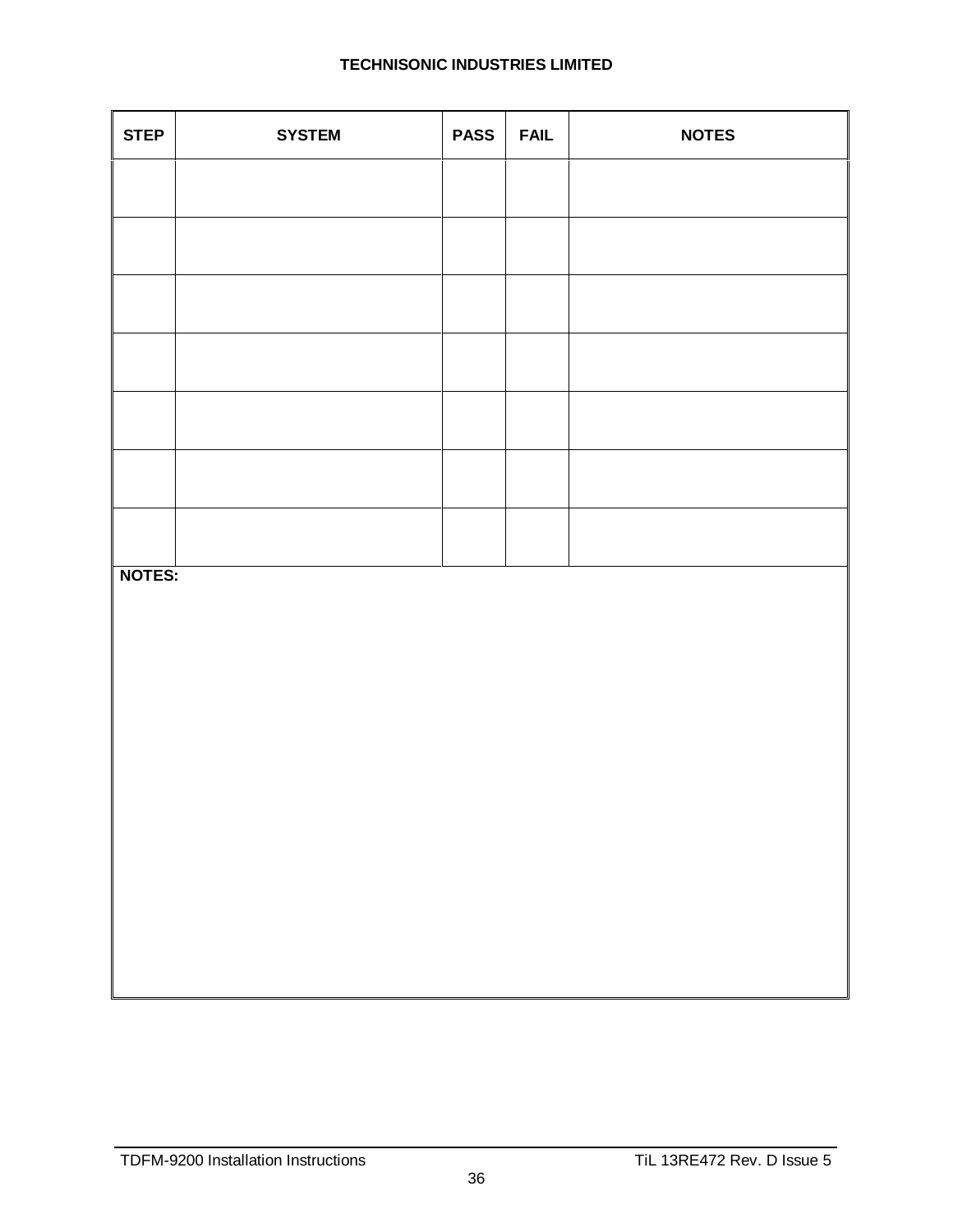| STEP | SYSTEM | PASS | FAIL | NOTES |
|---|---|---|---|---|
| | | | | |
| | | | | |
| | | | | |
| | | | | |
| | | | | |
| | | | | |
| | | | | |

**NOTES:**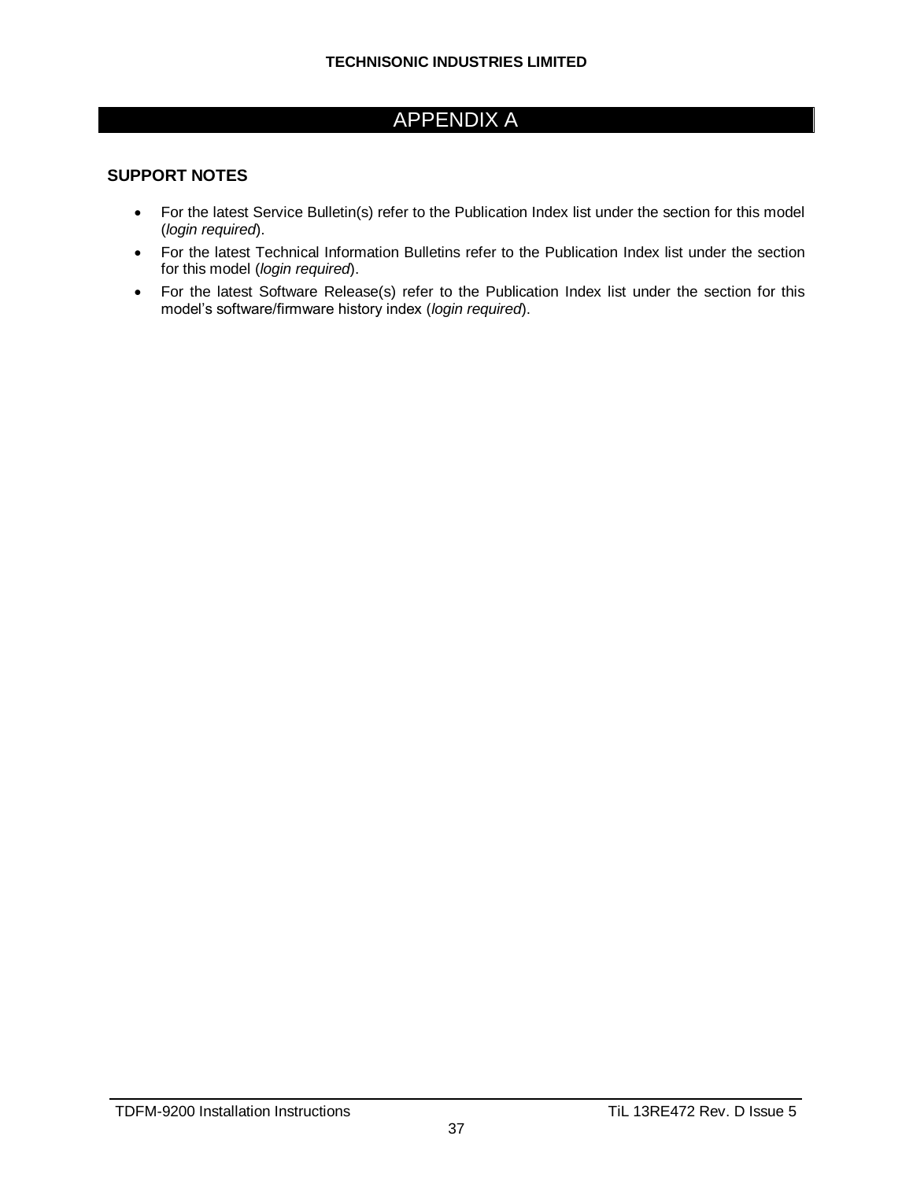# APPENDIX A

## SUPPORT NOTES

- For the latest Service Bulletin(s) refer to the Publication Index list under the section for this model (*login required*).
- For the latest Technical Information Bulletins refer to the Publication Index list under the section for this model (*login required*).
- For the latest Software Release(s) refer to the Publication Index list under the section for this model's software/firmware history index (*login required*).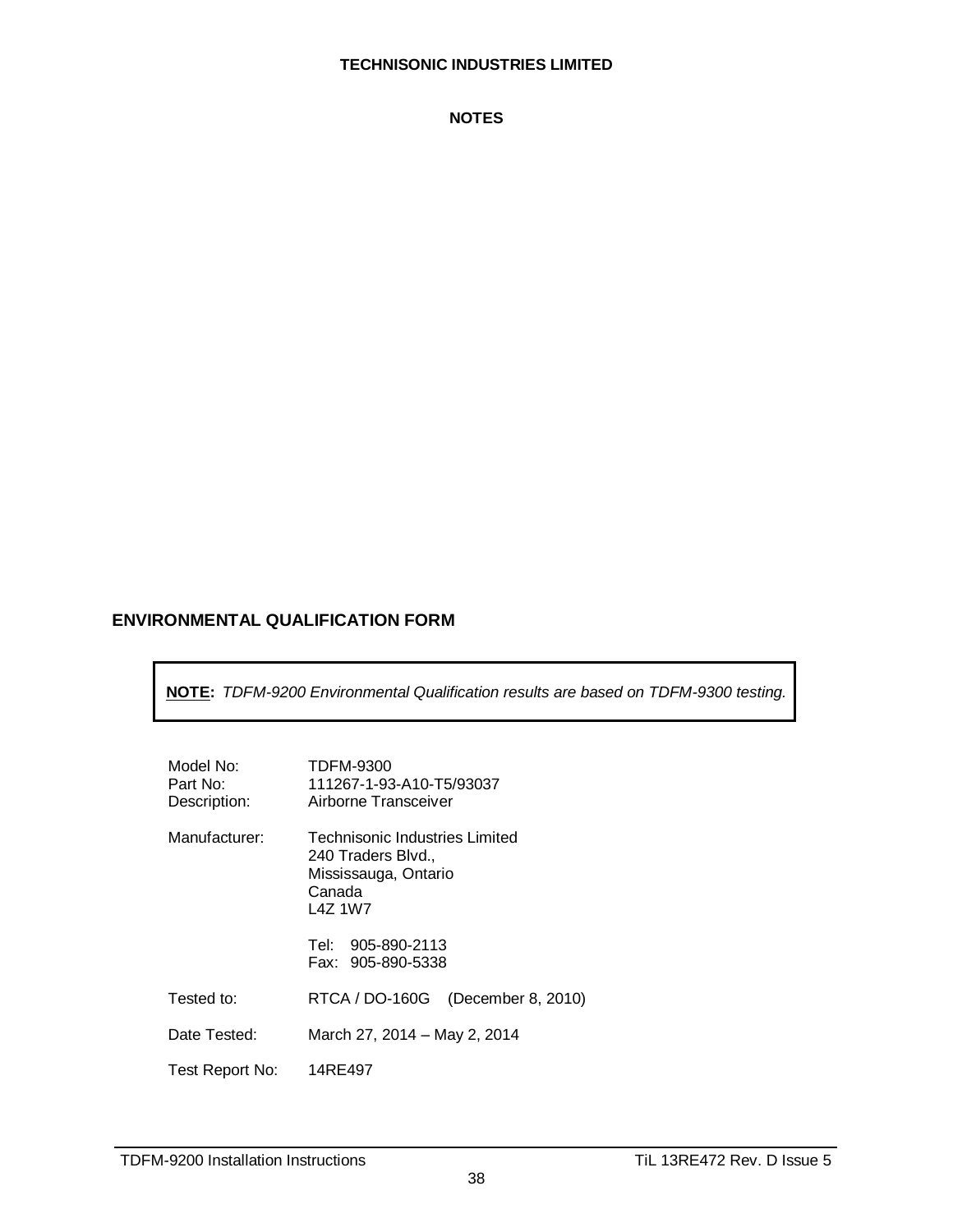## NOTES

## ENVIRONMENTAL QUALIFICATION FORM

> **NOTE:** *TDFM-9200 Environmental Qualification results are based on TDFM-9300 testing.*

| | |
|---|---|
| Model No: | TDFM-9300 |
| Part No: | 111267-1-93-A10-T5/93037 |
| Description: | Airborne Transceiver |
| Manufacturer: | Technisonic Industries Limited<br>240 Traders Blvd.,<br>Mississauga, Ontario<br>Canada<br>L4Z 1W7<br><br>Tel: 905-890-2113<br>Fax: 905-890-5338 |
| Tested to: | RTCA / DO-160G (December 8, 2010) |
| Date Tested: | March 27, 2014 – May 2, 2014 |
| Test Report No: | 14RE497 |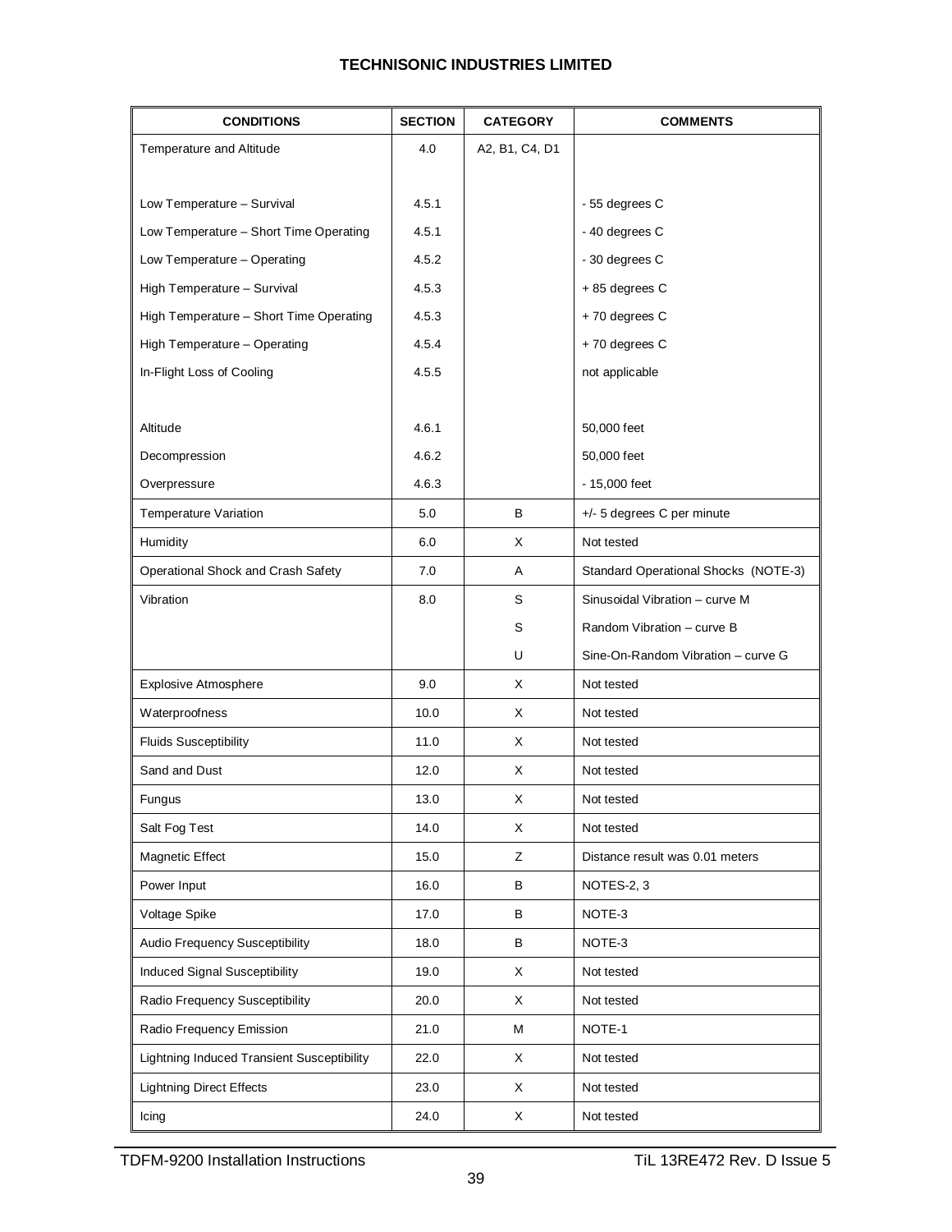| CONDITIONS | SECTION | CATEGORY | COMMENTS |
|---|---|---|---|
| Temperature and Altitude | 4.0 | A2, B1, C4, D1 | |
| | | | |
| Low Temperature – Survival | 4.5.1 | | - 55 degrees C |
| Low Temperature – Short Time Operating | 4.5.1 | | - 40 degrees C |
| Low Temperature – Operating | 4.5.2 | | - 30 degrees C |
| High Temperature – Survival | 4.5.3 | | + 85 degrees C |
| High Temperature – Short Time Operating | 4.5.3 | | + 70 degrees C |
| High Temperature – Operating | 4.5.4 | | + 70 degrees C |
| In-Flight Loss of Cooling | 4.5.5 | | not applicable |
| | | | |
| Altitude | 4.6.1 | | 50,000 feet |
| Decompression | 4.6.2 | | 50,000 feet |
| Overpressure | 4.6.3 | | - 15,000 feet |
| Temperature Variation | 5.0 | B | +/- 5 degrees C per minute |
| Humidity | 6.0 | X | Not tested |
| Operational Shock and Crash Safety | 7.0 | A | Standard Operational Shocks (NOTE-3) |
| Vibration | 8.0 | S | Sinusoidal Vibration – curve M |
| | | S | Random Vibration – curve B |
| | | U | Sine-On-Random Vibration – curve G |
| Explosive Atmosphere | 9.0 | X | Not tested |
| Waterproofness | 10.0 | X | Not tested |
| Fluids Susceptibility | 11.0 | X | Not tested |
| Sand and Dust | 12.0 | X | Not tested |
| Fungus | 13.0 | X | Not tested |
| Salt Fog Test | 14.0 | X | Not tested |
| Magnetic Effect | 15.0 | Z | Distance result was 0.01 meters |
| Power Input | 16.0 | B | NOTES-2, 3 |
| Voltage Spike | 17.0 | B | NOTE-3 |
| Audio Frequency Susceptibility | 18.0 | B | NOTE-3 |
| Induced Signal Susceptibility | 19.0 | X | Not tested |
| Radio Frequency Susceptibility | 20.0 | X | Not tested |
| Radio Frequency Emission | 21.0 | M | NOTE-1 |
| Lightning Induced Transient Susceptibility | 22.0 | X | Not tested |
| Lightning Direct Effects | 23.0 | X | Not tested |
| Icing | 24.0 | X | Not tested |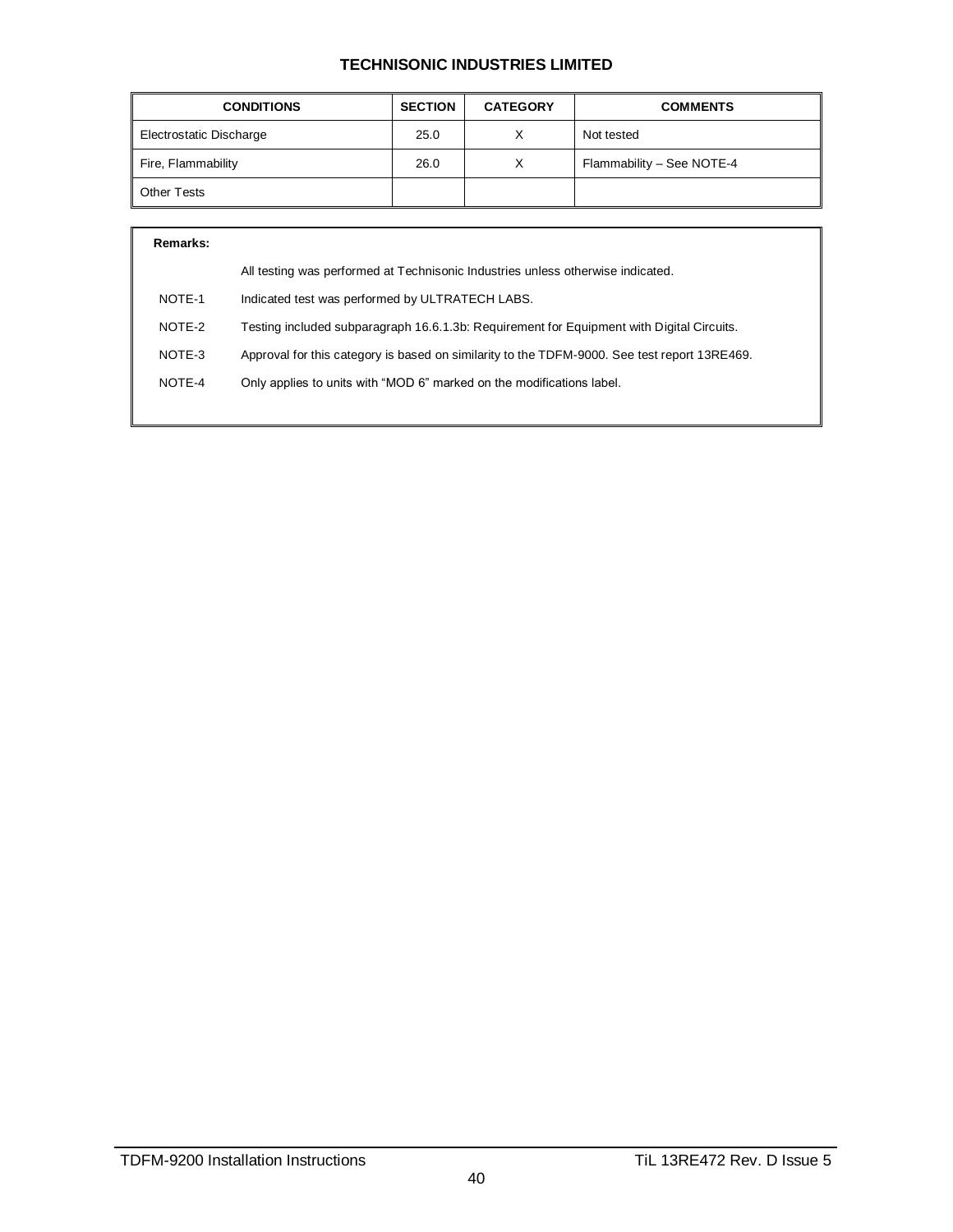| CONDITIONS | SECTION | CATEGORY | COMMENTS |
|---|---|---|---|
| Electrostatic Discharge | 25.0 | X | Not tested |
| Fire, Flammability | 26.0 | X | Flammability – See NOTE-4 |
| Other Tests | | | |

**Remarks:**

All testing was performed at Technisonic Industries unless otherwise indicated.

NOTE-1 Indicated test was performed by ULTRATECH LABS.

NOTE-2 Testing included subparagraph 16.6.1.3b: Requirement for Equipment with Digital Circuits.

NOTE-3 Approval for this category is based on similarity to the TDFM-9000. See test report 13RE469.

NOTE-4 Only applies to units with "MOD 6" marked on the modifications label.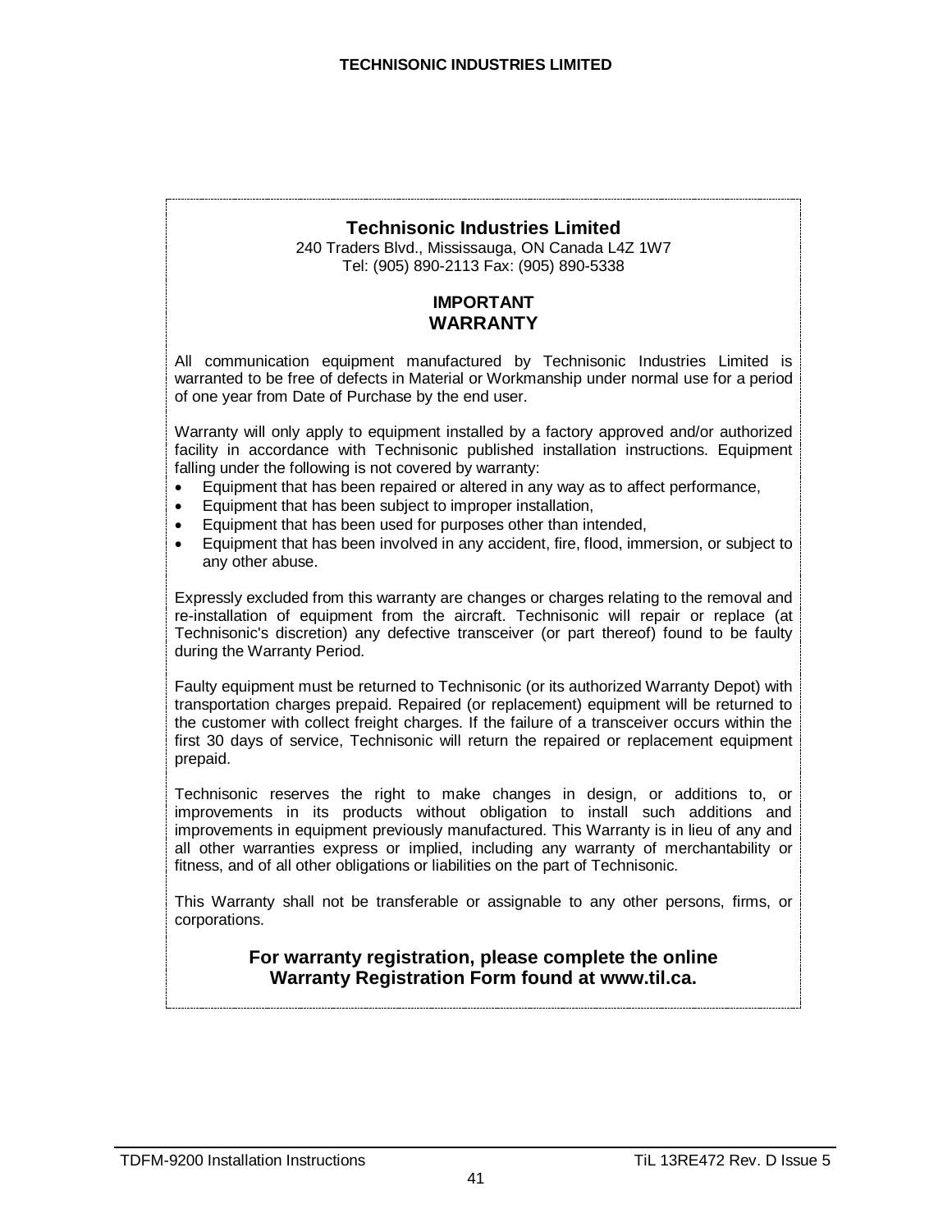## Technisonic Industries Limited

240 Traders Blvd., Mississauga, ON Canada L4Z 1W7
Tel: (905) 890-2113 Fax: (905) 890-5338

### IMPORTANT
### WARRANTY

All communication equipment manufactured by Technisonic Industries Limited is warranted to be free of defects in Material or Workmanship under normal use for a period of one year from Date of Purchase by the end user.

Warranty will only apply to equipment installed by a factory approved and/or authorized facility in accordance with Technisonic published installation instructions. Equipment falling under the following is not covered by warranty:

- Equipment that has been repaired or altered in any way as to affect performance,
- Equipment that has been subject to improper installation,
- Equipment that has been used for purposes other than intended,
- Equipment that has been involved in any accident, fire, flood, immersion, or subject to any other abuse.

Expressly excluded from this warranty are changes or charges relating to the removal and re-installation of equipment from the aircraft. Technisonic will repair or replace (at Technisonic's discretion) any defective transceiver (or part thereof) found to be faulty during the Warranty Period.

Faulty equipment must be returned to Technisonic (or its authorized Warranty Depot) with transportation charges prepaid. Repaired (or replacement) equipment will be returned to the customer with collect freight charges. If the failure of a transceiver occurs within the first 30 days of service, Technisonic will return the repaired or replacement equipment prepaid.

Technisonic reserves the right to make changes in design, or additions to, or improvements in its products without obligation to install such additions and improvements in equipment previously manufactured. This Warranty is in lieu of any and all other warranties express or implied, including any warranty of merchantability or fitness, and of all other obligations or liabilities on the part of Technisonic.

This Warranty shall not be transferable or assignable to any other persons, firms, or corporations.

**For warranty registration, please complete the online Warranty Registration Form found at www.til.ca.**